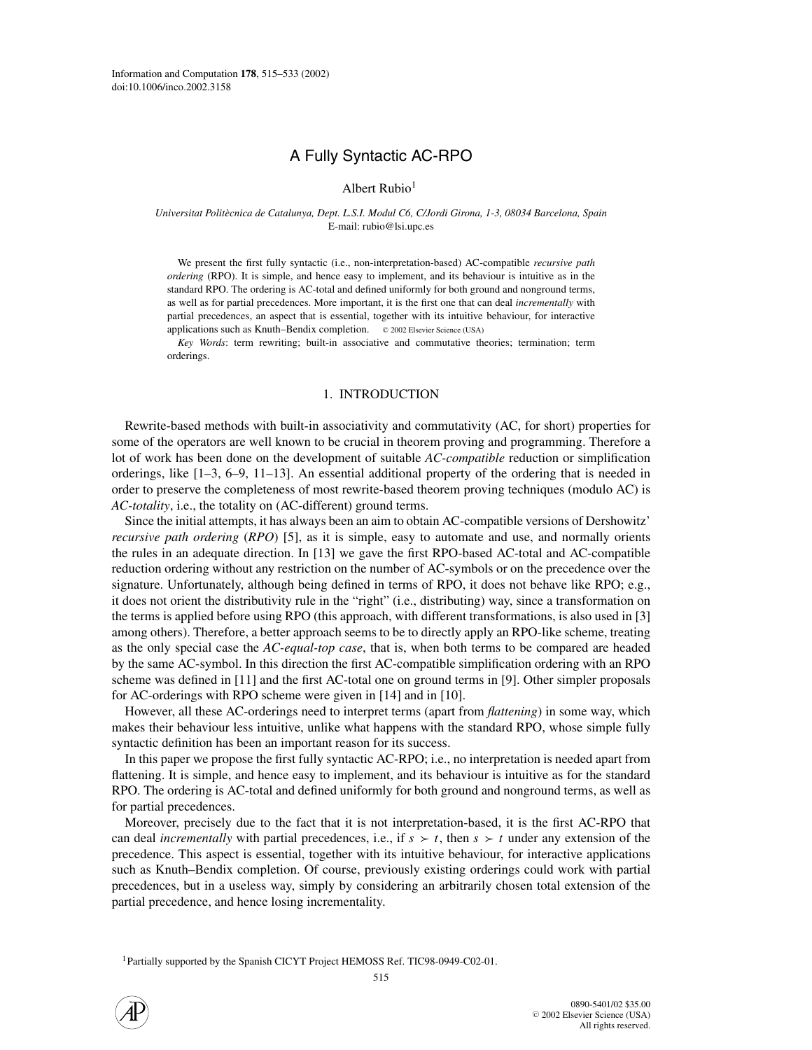# A Fully Syntactic AC-RPO

Albert Rubio[1]

*Universitat Politècnica de Catalunya, Dept. L.S.I. Modul C6, C/Jordi Girona, 1-3, 08034 Barcelona, Spain*
E-mail: rubio@lsi.upc.es

We present the first fully syntactic (i.e., non-interpretation-based) AC-compatible *recursive path ordering* (RPO). It is simple, and hence easy to implement, and its behaviour is intuitive as in the standard RPO. The ordering is AC-total and defined uniformly for both ground and nonground terms, as well as for partial precedences. More important, it is the first one that can deal *incrementally* with partial precedences, an aspect that is essential, together with its intuitive behaviour, for interactive applications such as Knuth–Bendix completion. © 2002 Elsevier Science (USA)

*Key Words*: term rewriting; built-in associative and commutative theories; termination; term orderings.

## 1. INTRODUCTION

Rewrite-based methods with built-in associativity and commutativity (AC, for short) properties for some of the operators are well known to be crucial in theorem proving and programming. Therefore a lot of work has been done on the development of suitable *AC-compatible* reduction or simplification orderings, like [1–3, 6–9, 11–13]. An essential additional property of the ordering that is needed in order to preserve the completeness of most rewrite-based theorem proving techniques (modulo AC) is *AC-totality*, i.e., the totality on (AC-different) ground terms.

Since the initial attempts, it has always been an aim to obtain AC-compatible versions of Dershowitz' *recursive path ordering* (*RPO*) [5], as it is simple, easy to automate and use, and normally orients the rules in an adequate direction. In [13] we gave the first RPO-based AC-total and AC-compatible reduction ordering without any restriction on the number of AC-symbols or on the precedence over the signature. Unfortunately, although being defined in terms of RPO, it does not behave like RPO; e.g., it does not orient the distributivity rule in the "right" (i.e., distributing) way, since a transformation on the terms is applied before using RPO (this approach, with different transformations, is also used in [3] among others). Therefore, a better approach seems to be to directly apply an RPO-like scheme, treating as the only special case the *AC-equal-top case*, that is, when both terms to be compared are headed by the same AC-symbol. In this direction the first AC-compatible simplification ordering with an RPO scheme was defined in [11] and the first AC-total one on ground terms in [9]. Other simpler proposals for AC-orderings with RPO scheme were given in [14] and in [10].

However, all these AC-orderings need to interpret terms (apart from *flattening*) in some way, which makes their behaviour less intuitive, unlike what happens with the standard RPO, whose simple fully syntactic definition has been an important reason for its success.

In this paper we propose the first fully syntactic AC-RPO; i.e., no interpretation is needed apart from flattening. It is simple, and hence easy to implement, and its behaviour is intuitive as for the standard RPO. The ordering is AC-total and defined uniformly for both ground and nonground terms, as well as for partial precedences.

Moreover, precisely due to the fact that it is not interpretation-based, it is the first AC-RPO that can deal *incrementally* with partial precedences, i.e., if $s \succ t$, then $s \succ t$ under any extension of the precedence. This aspect is essential, together with its intuitive behaviour, for interactive applications such as Knuth–Bendix completion. Of course, previously existing orderings could work with partial precedences, but in a useless way, simply by considering an arbitrarily chosen total extension of the partial precedence, and hence losing incrementality.

[1] Partially supported by the Spanish CICYT Project HEMOSS Ref. TIC98-0949-C02-01.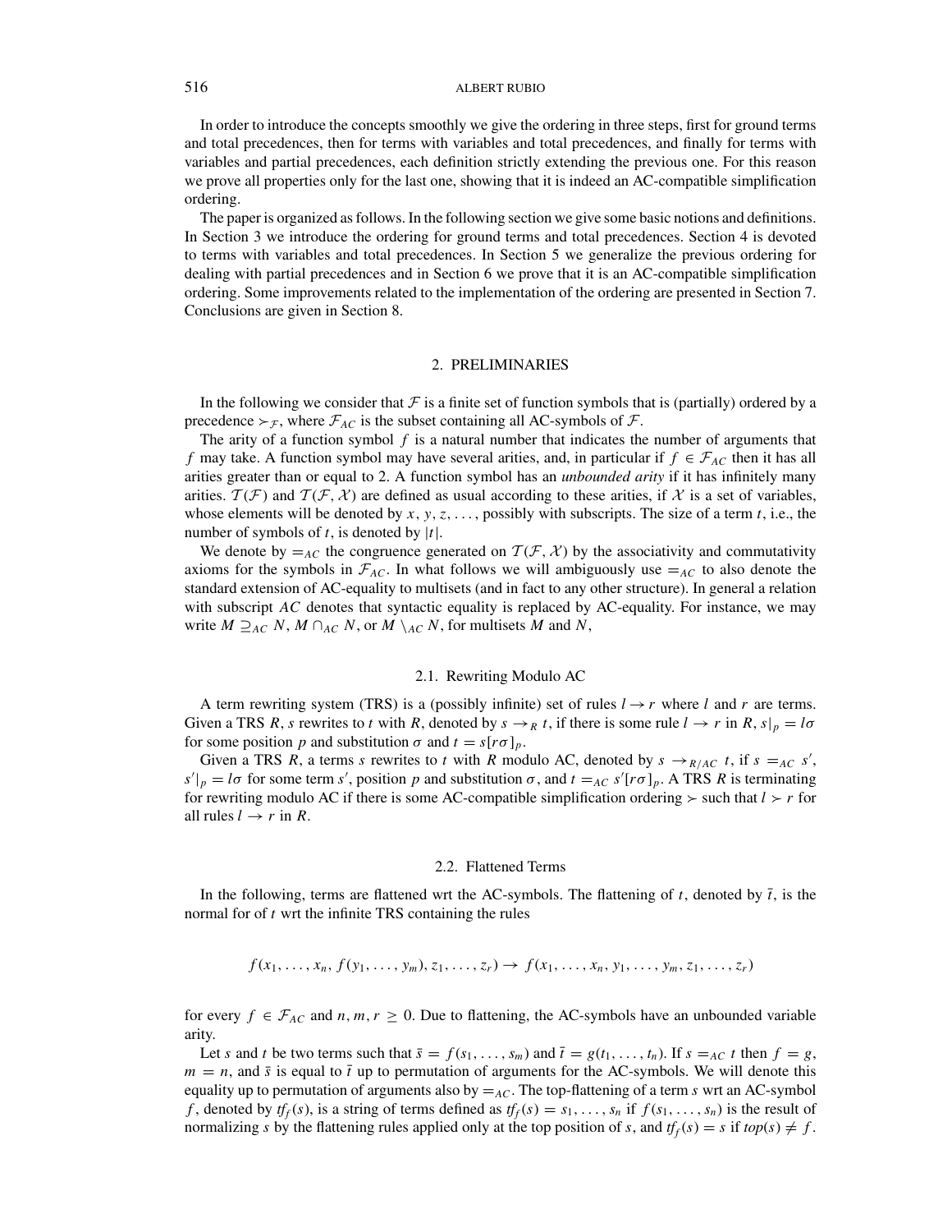In order to introduce the concepts smoothly we give the ordering in three steps, first for ground terms and total precedences, then for terms with variables and total precedences, and finally for terms with variables and partial precedences, each definition strictly extending the previous one. For this reason we prove all properties only for the last one, showing that it is indeed an AC-compatible simplification ordering.

The paper is organized as follows. In the following section we give some basic notions and definitions. In Section 3 we introduce the ordering for ground terms and total precedences. Section 4 is devoted to terms with variables and total precedences. In Section 5 we generalize the previous ordering for dealing with partial precedences and in Section 6 we prove that it is an AC-compatible simplification ordering. Some improvements related to the implementation of the ordering are presented in Section 7. Conclusions are given in Section 8.

## 2. PRELIMINARIES

In the following we consider that $\mathcal{F}$ is a finite set of function symbols that is (partially) ordered by a precedence $\succ_{\mathcal{F}}$, where $\mathcal{F}_{AC}$ is the subset containing all AC-symbols of $\mathcal{F}$.

The arity of a function symbol $f$ is a natural number that indicates the number of arguments that $f$ may take. A function symbol may have several arities, and, in particular if $f \in \mathcal{F}_{AC}$ then it has all arities greater than or equal to 2. A function symbol has an *unbounded arity* if it has infinitely many arities. $\mathcal{T}(\mathcal{F})$ and $\mathcal{T}(\mathcal{F}, \mathcal{X})$ are defined as usual according to these arities, if $\mathcal{X}$ is a set of variables, whose elements will be denoted by $x, y, z, \ldots$, possibly with subscripts. The size of a term $t$, i.e., the number of symbols of $t$, is denoted by $|t|$.

We denote by $=_{AC}$ the congruence generated on $\mathcal{T}(\mathcal{F}, \mathcal{X})$ by the associativity and commutativity axioms for the symbols in $\mathcal{F}_{AC}$. In what follows we will ambiguously use $=_{AC}$ to also denote the standard extension of AC-equality to multisets (and in fact to any other structure). In general a relation with subscript *AC* denotes that syntactic equality is replaced by AC-equality. For instance, we may write $M \supseteq_{AC} N$, $M \cap_{AC} N$, or $M \setminus_{AC} N$, for multisets $M$ and $N$,

### 2.1. Rewriting Modulo AC

A term rewriting system (TRS) is a (possibly infinite) set of rules $l \to r$ where $l$ and $r$ are terms. Given a TRS $R$, $s$ rewrites to $t$ with $R$, denoted by $s \to_R t$, if there is some rule $l \to r$ in $R$, $s|_p = l\sigma$ for some position $p$ and substitution $\sigma$ and $t = s[r\sigma]_p$.

Given a TRS $R$, a terms $s$ rewrites to $t$ with $R$ modulo AC, denoted by $s \to_{R/AC} t$, if $s =_{AC} s'$, $s'|_p = l\sigma$ for some term $s'$, position $p$ and substitution $\sigma$, and $t =_{AC} s'[r\sigma]_p$. A TRS $R$ is terminating for rewriting modulo AC if there is some AC-compatible simplification ordering $\succ$ such that $l \succ r$ for all rules $l \to r$ in $R$.

### 2.2. Flattened Terms

In the following, terms are flattened wrt the AC-symbols. The flattening of $t$, denoted by $\bar{t}$, is the normal for of $t$ wrt the infinite TRS containing the rules

$$f(x_1, \ldots, x_n, f(y_1, \ldots, y_m), z_1, \ldots, z_r) \to f(x_1, \ldots, x_n, y_1, \ldots, y_m, z_1, \ldots, z_r)$$

for every $f \in \mathcal{F}_{AC}$ and $n, m, r \geq 0$. Due to flattening, the AC-symbols have an unbounded variable arity.

Let $s$ and $t$ be two terms such that $\bar{s} = f(s_1, \ldots, s_m)$ and $\bar{t} = g(t_1, \ldots, t_n)$. If $s =_{AC} t$ then $f = g$, $m = n$, and $\bar{s}$ is equal to $\bar{t}$ up to permutation of arguments for the AC-symbols. We will denote this equality up to permutation of arguments also by $=_{AC}$. The top-flattening of a term $s$ wrt an AC-symbol $f$, denoted by $tf_f(s)$, is a string of terms defined as $tf_f(s) = s_1, \ldots, s_n$ if $f(s_1, \ldots, s_n)$ is the result of normalizing $s$ by the flattening rules applied only at the top position of $s$, and $tf_f(s) = s$ if $top(s) \neq f$.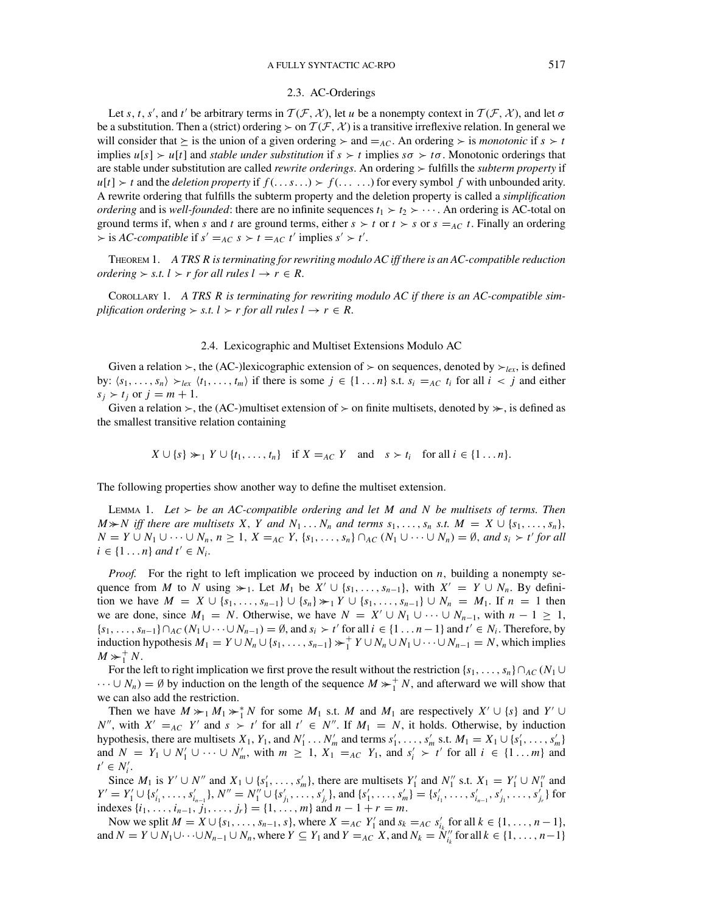### 2.3. AC-Orderings

Let $s$, $t$, $s'$, and $t'$ be arbitrary terms in $\mathcal{T}(\mathcal{F}, \mathcal{X})$, let $u$ be a nonempty context in $\mathcal{T}(\mathcal{F}, \mathcal{X})$, and let $\sigma$ be a substitution. Then a (strict) ordering $\succ$ on $\mathcal{T}(\mathcal{F}, \mathcal{X})$ is a transitive irreflexive relation. In general we will consider that $\succeq$ is the union of a given ordering $\succ$ and $=_{AC}$. An ordering $\succ$ is *monotonic* if $s \succ t$ implies $u[s] \succ u[t]$ and *stable under substitution* if $s \succ t$ implies $s\sigma \succ t\sigma$. Monotonic orderings that are stable under substitution are called *rewrite orderings*. An ordering $\succ$ fulfills the *subterm property* if $u[t] \succ t$ and the *deletion property* if $f(\ldots s \ldots) \succ f(\ldots\ \ldots)$ for every symbol $f$ with unbounded arity. A rewrite ordering that fulfills the subterm property and the deletion property is called a *simplification ordering* and is *well-founded*: there are no infinite sequences $t_1 \succ t_2 \succ \cdots$. An ordering is AC-total on ground terms if, when $s$ and $t$ are ground terms, either $s \succ t$ or $t \succ s$ or $s =_{AC} t$. Finally an ordering $\succ$ is *AC-compatible* if $s' =_{AC} s \succ t =_{AC} t'$ implies $s' \succ t'$.

THEOREM 1. *A TRS R is terminating for rewriting modulo AC iff there is an AC-compatible reduction ordering $\succ$ s.t. $l \succ r$ for all rules $l \rightarrow r \in R$.*

COROLLARY 1. *A TRS R is terminating for rewriting modulo AC if there is an AC-compatible simplification ordering $\succ$ s.t. $l \succ r$ for all rules $l \rightarrow r \in R$.*

### 2.4. Lexicographic and Multiset Extensions Modulo AC

Given a relation $\succ$, the (AC-)lexicographic extension of $\succ$ on sequences, denoted by $\succ_{lex}$, is defined by: $\langle s_1, \ldots, s_n\rangle \succ_{lex} \langle t_1, \ldots, t_m\rangle$ if there is some $j \in \{1 \ldots n\}$ s.t. $s_i =_{AC} t_i$ for all $i < j$ and either $s_j \succ t_j$ or $j = m + 1$.

Given a relation $\succ$, the (AC-)multiset extension of $\succ$ on finite multisets, denoted by $\succ\!\!\succ$, is defined as the smallest transitive relation containing

$$X \cup \{s\} \succ\!\!\succ_1 Y \cup \{t_1, \ldots, t_n\} \quad \text{if } X =_{AC} Y \quad \text{and} \quad s \succ t_i \quad \text{for all } i \in \{1 \ldots n\}.$$

The following properties show another way to define the multiset extension.

LEMMA 1. *Let $\succ$ be an AC-compatible ordering and let $M$ and $N$ be multisets of terms. Then $M \succ\!\!\succ N$ iff there are multisets $X$, $Y$ and $N_1 \ldots N_n$ and terms $s_1, \ldots, s_n$ s.t. $M = X \cup \{s_1, \ldots, s_n\}$, $N = Y \cup N_1 \cup \cdots \cup N_n$, $n \geq 1$, $X =_{AC} Y$, $\{s_1, \ldots, s_n\} \cap_{AC} (N_1 \cup \cdots \cup N_n) = \emptyset$, and $s_i \succ t'$ for all $i \in \{1 \ldots n\}$ and $t' \in N_i$.*

*Proof.* For the right to left implication we proceed by induction on $n$, building a nonempty sequence from $M$ to $N$ using $\succ\!\!\succ_1$. Let $M_1$ be $X' \cup \{s_1, \ldots, s_{n-1}\}$, with $X' = Y \cup N_n$. By definition we have $M = X \cup \{s_1, \ldots, s_{n-1}\} \cup \{s_n\} \succ\!\!\succ_1 Y \cup \{s_1, \ldots, s_{n-1}\} \cup N_n = M_1$. If $n = 1$ then we are done, since $M_1 = N$. Otherwise, we have $N = X' \cup N_1 \cup \cdots \cup N_{n-1}$, with $n - 1 \geq 1$, $\{s_1, \ldots, s_{n-1}\} \cap_{AC} (N_1 \cup \cdots \cup N_{n-1}) = \emptyset$, and $s_i \succ t'$ for all $i \in \{1 \ldots n-1\}$ and $t' \in N_i$. Therefore, by induction hypothesis $M_1 = Y \cup N_n \cup \{s_1, \ldots, s_{n-1}\} \succ\!\!\succ_1^+ Y \cup N_n \cup N_1 \cup \cdots \cup N_{n-1} = N$, which implies $M \succ\!\!\succ_1^+ N$.

For the left to right implication we first prove the result without the restriction $\{s_1, \ldots, s_n\} \cap_{AC} (N_1 \cup \cdots \cup N_n) = \emptyset$ by induction on the length of the sequence $M \succ\!\!\succ_1^+ N$, and afterward we will show that we can also add the restriction.

Then we have $M \succ\!\!\succ_1 M_1 \succ\!\!\succ_1^* N$ for some $M_1$ s.t. $M$ and $M_1$ are respectively $X' \cup \{s\}$ and $Y' \cup N''$, with $X' =_{AC} Y'$ and $s \succ t'$ for all $t' \in N''$. If $M_1 = N$, it holds. Otherwise, by induction hypothesis, there are multisets $X_1$, $Y_1$, and $N'_1 \ldots N'_m$ and terms $s'_1, \ldots, s'_m$ s.t. $M_1 = X_1 \cup \{s'_1, \ldots, s'_m\}$ and $N = Y_1 \cup N'_1 \cup \cdots \cup N'_m$, with $m \geq 1$, $X_1 =_{AC} Y_1$, and $s'_i \succ t'$ for all $i \in \{1 \ldots m\}$ and $t' \in N'_i$.

Since $M_1$ is $Y' \cup N''$ and $X_1 \cup \{s'_1, \ldots, s'_m\}$, there are multisets $Y'_1$ and $N''_1$ s.t. $X_1 = Y'_1 \cup N''_1$ and $Y' = Y'_1 \cup \{s'_{i_1}, \ldots, s'_{i_{n-1}}\}$, $N'' = N''_1 \cup \{s'_{j_1}, \ldots, s'_{j_r}\}$, and $\{s'_1, \ldots, s'_m\} = \{s'_{i_1}, \ldots, s'_{i_{n-1}}, s'_{j_1}, \ldots, s'_{j_r}\}$ for indexes $\{i_1, \ldots, i_{n-1}, j_1, \ldots, j_r\} = \{1, \ldots, m\}$ and $n - 1 + r = m$.

Now we split $M = X \cup \{s_1, \ldots, s_{n-1}, s\}$, where $X =_{AC} Y'_1$ and $s_k =_{AC} s'_{i_k}$ for all $k \in \{1, \ldots, n-1\}$, and $N = Y \cup N_1 \cup \cdots \cup N_{n-1} \cup N_n$, where $Y \subseteq Y_1$ and $Y =_{AC} X$, and $N_k = N''_{i_k}$ for all $k \in \{1, \ldots, n-1\}$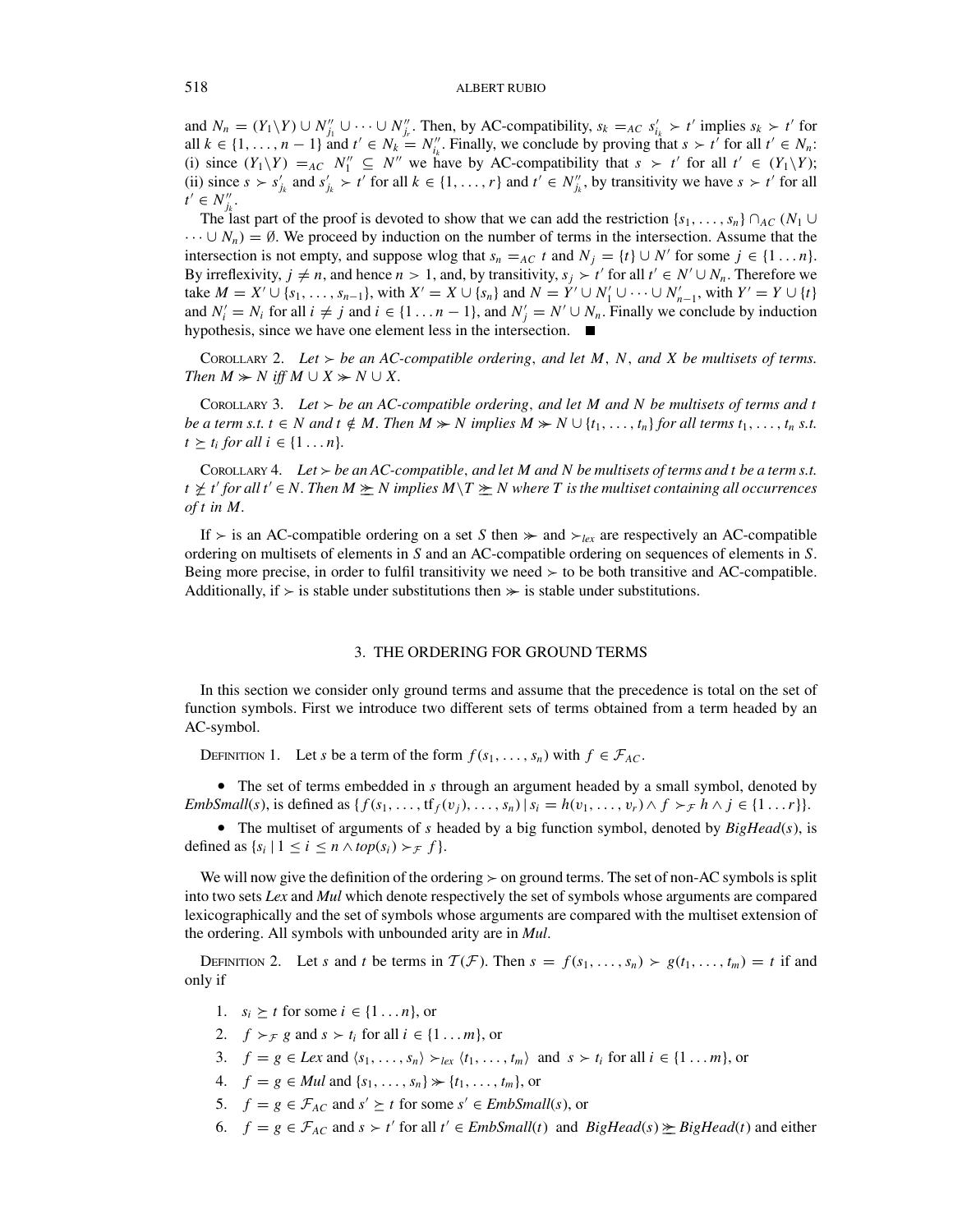and $N_n = (Y_1 \backslash Y) \cup N''_{j_1} \cup \cdots \cup N''_{j_r}$. Then, by AC-compatibility, $s_k =_{AC} s'_{i_k} \succ t'$ implies $s_k \succ t'$ for all $k \in \{1, \ldots, n-1\}$ and $t' \in N_k = N''_{i_k}$. Finally, we conclude by proving that $s \succ t'$ for all $t' \in N_n$: (i) since $(Y_1 \backslash Y) =_{AC} N''_1 \subseteq N''$ we have by AC-compatibility that $s \succ t'$ for all $t' \in (Y_1 \backslash Y)$; (ii) since $s \succ s'_{j_k}$ and $s'_{j_k} \succ t'$ for all $k \in \{1, \ldots, r\}$ and $t' \in N''_{j_k}$, by transitivity we have $s \succ t'$ for all $t' \in N''_{j_k}$.

The last part of the proof is devoted to show that we can add the restriction $\{s_1, \ldots, s_n\} \cap_{AC} (N_1 \cup \cdots \cup N_n) = \emptyset$. We proceed by induction on the number of terms in the intersection. Assume that the intersection is not empty, and suppose wlog that $s_n =_{AC} t$ and $N_j = \{t\} \cup N'$ for some $j \in \{1 \ldots n\}$. By irreflexivity, $j \neq n$, and hence $n > 1$, and, by transitivity, $s_j \succ t'$ for all $t' \in N' \cup N_n$. Therefore we take $M = X' \cup \{s_1, \ldots, s_{n-1}\}$, with $X' = X \cup \{s_n\}$ and $N = Y' \cup N'_1 \cup \cdots \cup N'_{n-1}$, with $Y' = Y \cup \{t\}$ and $N'_i = N_i$ for all $i \neq j$ and $i \in \{1 \ldots n-1\}$, and $N'_j = N' \cup N_n$. Finally we conclude by induction hypothesis, since we have one element less in the intersection. ∎

Corollary 2. *Let $\succ$ be an AC-compatible ordering, and let $M$, $N$, and $X$ be multisets of terms. Then $M \ggcurly N$ iff $M \cup X \ggcurly N \cup X$.*

Corollary 3. *Let $\succ$ be an AC-compatible ordering, and let $M$ and $N$ be multisets of terms and $t$ be a term s.t. $t \in N$ and $t \notin M$. Then $M \ggcurly N$ implies $M \ggcurly N \cup \{t_1, \ldots, t_n\}$ for all terms $t_1, \ldots, t_n$ s.t. $t \succeq t_i$ for all $i \in \{1 \ldots n\}$.*

Corollary 4. *Let $\succ$ be an AC-compatible, and let $M$ and $N$ be multisets of terms and $t$ be a term s.t. $t \not\succeq t'$ for all $t' \in N$. Then $M \not\ggcurly N$ implies $M \backslash T \not\ggcurly N$ where $T$ is the multiset containing all occurrences of $t$ in $M$.*

If $\succ$ is an AC-compatible ordering on a set $S$ then $\ggcurly$ and $\succ_{lex}$ are respectively an AC-compatible ordering on multisets of elements in $S$ and an AC-compatible ordering on sequences of elements in $S$. Being more precise, in order to fulfil transitivity we need $\succ$ to be both transitive and AC-compatible. Additionally, if $\succ$ is stable under substitutions then $\ggcurly$ is stable under substitutions.

## 3. THE ORDERING FOR GROUND TERMS

In this section we consider only ground terms and assume that the precedence is total on the set of function symbols. First we introduce two different sets of terms obtained from a term headed by an AC-symbol.

Definition 1. Let $s$ be a term of the form $f(s_1, \ldots, s_n)$ with $f \in \mathcal{F}_{AC}$.

- The set of terms embedded in $s$ through an argument headed by a small symbol, denoted by *EmbSmall*($s$), is defined as $\{f(s_1, \ldots, \mathrm{tf}_f(v_j), \ldots, s_n) \mid s_i = h(v_1, \ldots, v_r) \wedge f \succ_{\mathcal{F}} h \wedge j \in \{1 \ldots r\}\}$.
- The multiset of arguments of $s$ headed by a big function symbol, denoted by *BigHead*($s$), is defined as $\{s_i \mid 1 \leq i \leq n \wedge top(s_i) \succ_{\mathcal{F}} f\}$.

We will now give the definition of the ordering $\succ$ on ground terms. The set of non-AC symbols is split into two sets *Lex* and *Mul* which denote respectively the set of symbols whose arguments are compared lexicographically and the set of symbols whose arguments are compared with the multiset extension of the ordering. All symbols with unbounded arity are in *Mul*.

Definition 2. Let $s$ and $t$ be terms in $\mathcal{T}(\mathcal{F})$. Then $s = f(s_1, \ldots, s_n) \succ g(t_1, \ldots, t_m) = t$ if and only if

1. $s_i \succeq t$ for some $i \in \{1 \ldots n\}$, or
2. $f \succ_{\mathcal{F}} g$ and $s \succ t_i$ for all $i \in \{1 \ldots m\}$, or
3. $f = g \in Lex$ and $\langle s_1, \ldots, s_n \rangle \succ_{lex} \langle t_1, \ldots, t_m \rangle$ and $s \succ t_i$ for all $i \in \{1 \ldots m\}$, or
4. $f = g \in Mul$ and $\{s_1, \ldots, s_n\} \ggcurly \{t_1, \ldots, t_m\}$, or
5. $f = g \in \mathcal{F}_{AC}$ and $s' \succeq t$ for some $s' \in$ *EmbSmall*($s$), or
6. $f = g \in \mathcal{F}_{AC}$ and $s \succ t'$ for all $t' \in$ *EmbSmall*($t$) and *BigHead*($s$) $\succeq\!\!\succeq$ *BigHead*($t$) and either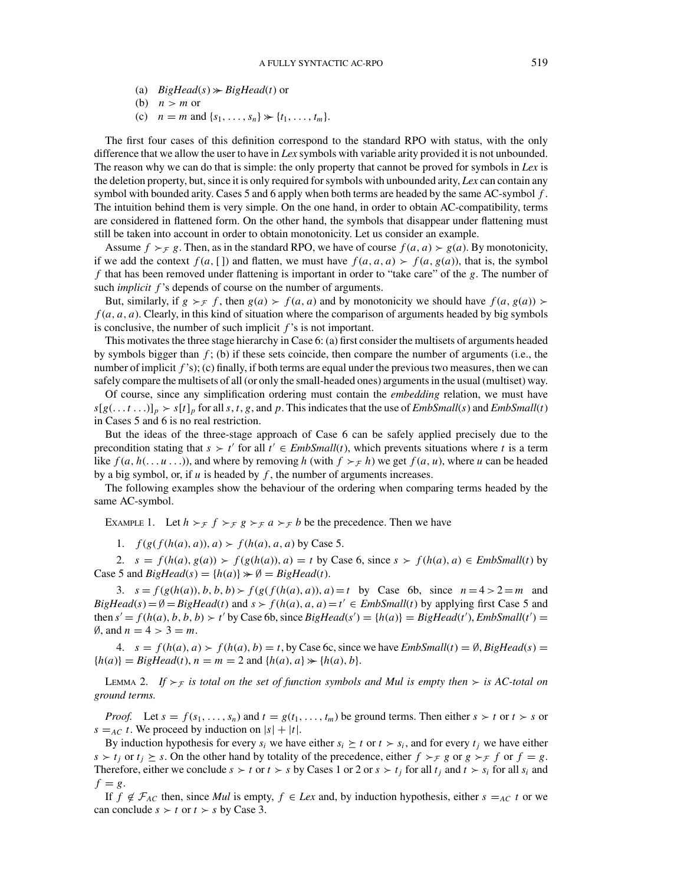(a) $BigHead(s) \gg BigHead(t)$ or

(b) $n > m$ or

(c) $n = m$ and $\{s_1, \ldots, s_n\} \gg \{t_1, \ldots, t_m\}$.

The first four cases of this definition correspond to the standard RPO with status, with the only difference that we allow the user to have in *Lex* symbols with variable arity provided it is not unbounded. The reason why we can do that is simple: the only property that cannot be proved for symbols in *Lex* is the deletion property, but, since it is only required for symbols with unbounded arity, *Lex* can contain any symbol with bounded arity. Cases 5 and 6 apply when both terms are headed by the same AC-symbol $f$. The intuition behind them is very simple. On the one hand, in order to obtain AC-compatibility, terms are considered in flattened form. On the other hand, the symbols that disappear under flattening must still be taken into account in order to obtain monotonicity. Let us consider an example.

Assume $f \succ_{\mathcal{F}} g$. Then, as in the standard RPO, we have of course $f(a, a) \succ g(a)$. By monotonicity, if we add the context $f(a, [\,])$ and flatten, we must have $f(a, a, a) \succ f(a, g(a))$, that is, the symbol $f$ that has been removed under flattening is important in order to "take care" of the $g$. The number of such *implicit* $f$'s depends of course on the number of arguments.

But, similarly, if $g \succ_{\mathcal{F}} f$, then $g(a) \succ f(a, a)$ and by monotonicity we should have $f(a, g(a)) \succ f(a, a, a)$. Clearly, in this kind of situation where the comparison of arguments headed by big symbols is conclusive, the number of such implicit $f$'s is not important.

This motivates the three stage hierarchy in Case 6: (a) first consider the multisets of arguments headed by symbols bigger than $f$; (b) if these sets coincide, then compare the number of arguments (i.e., the number of implicit $f$'s); (c) finally, if both terms are equal under the previous two measures, then we can safely compare the multisets of all (or only the small-headed ones) arguments in the usual (multiset) way.

Of course, since any simplification ordering must contain the *embedding* relation, we must have $s[g(\ldots t \ldots)]_p \succ s[t]_p$ for all $s, t, g$, and $p$. This indicates that the use of *EmbSmall*($s$) and *EmbSmall*($t$) in Cases 5 and 6 is no real restriction.

But the ideas of the three-stage approach of Case 6 can be safely applied precisely due to the precondition stating that $s \succ t'$ for all $t' \in EmbSmall(t)$, which prevents situations where $t$ is a term like $f(a, h(\ldots u \ldots))$, and where by removing $h$ (with $f \succ_{\mathcal{F}} h$) we get $f(a, u)$, where $u$ can be headed by a big symbol, or, if $u$ is headed by $f$, the number of arguments increases.

The following examples show the behaviour of the ordering when comparing terms headed by the same AC-symbol.

EXAMPLE 1. Let $h \succ_{\mathcal{F}} f \succ_{\mathcal{F}} g \succ_{\mathcal{F}} a \succ_{\mathcal{F}} b$ be the precedence. Then we have

1. $f(g(f(h(a), a)), a) \succ f(h(a), a, a)$ by Case 5.

2. $s = f(h(a), g(a)) \succ f(g(h(a)), a) = t$ by Case 6, since $s \succ f(h(a), a) \in EmbSmall(t)$ by Case 5 and $BigHead(s) = \{h(a)\} \gg \emptyset = BigHead(t)$.

3. $s = f(g(h(a)), b, b, b) \succ f(g(f(h(a), a)), a) = t$ by Case 6b, since $n = 4 > 2 = m$ and $BigHead(s) = \emptyset = BigHead(t)$ and $s \succ f(h(a), a, a) = t' \in EmbSmall(t)$ by applying first Case 5 and then $s' = f(h(a), b, b, b) \succ t'$ by Case 6b, since $BigHead(s') = \{h(a)\} = BigHead(t')$, $EmbSmall(t') = \emptyset$, and $n = 4 > 3 = m$.

4. $s = f(h(a), a) \succ f(h(a), b) = t$, by Case 6c, since we have $EmbSmall(t) = \emptyset$, $BigHead(s) = \{h(a)\} = BigHead(t)$, $n = m = 2$ and $\{h(a), a\} \gg \{h(a), b\}$.

LEMMA 2. *If $\succ_{\mathcal{F}}$ is total on the set of function symbols and Mul is empty then $\succ$ is AC-total on ground terms.*

*Proof.* Let $s = f(s_1, \ldots, s_n)$ and $t = g(t_1, \ldots, t_m)$ be ground terms. Then either $s \succ t$ or $t \succ s$ or $s =_{AC} t$. We proceed by induction on $|s| + |t|$.

By induction hypothesis for every $s_i$ we have either $s_i \succeq t$ or $t \succ s_i$, and for every $t_j$ we have either $s \succ t_j$ or $t_j \succeq s$. On the other hand by totality of the precedence, either $f \succ_{\mathcal{F}} g$ or $g \succ_{\mathcal{F}} f$ or $f = g$. Therefore, either we conclude $s \succ t$ or $t \succ s$ by Cases 1 or 2 or $s \succ t_j$ for all $t_j$ and $t \succ s_i$ for all $s_i$ and $f = g$.

If $f \notin \mathcal{F}_{AC}$ then, since *Mul* is empty, $f \in Lex$ and, by induction hypothesis, either $s =_{AC} t$ or we can conclude $s \succ t$ or $t \succ s$ by Case 3.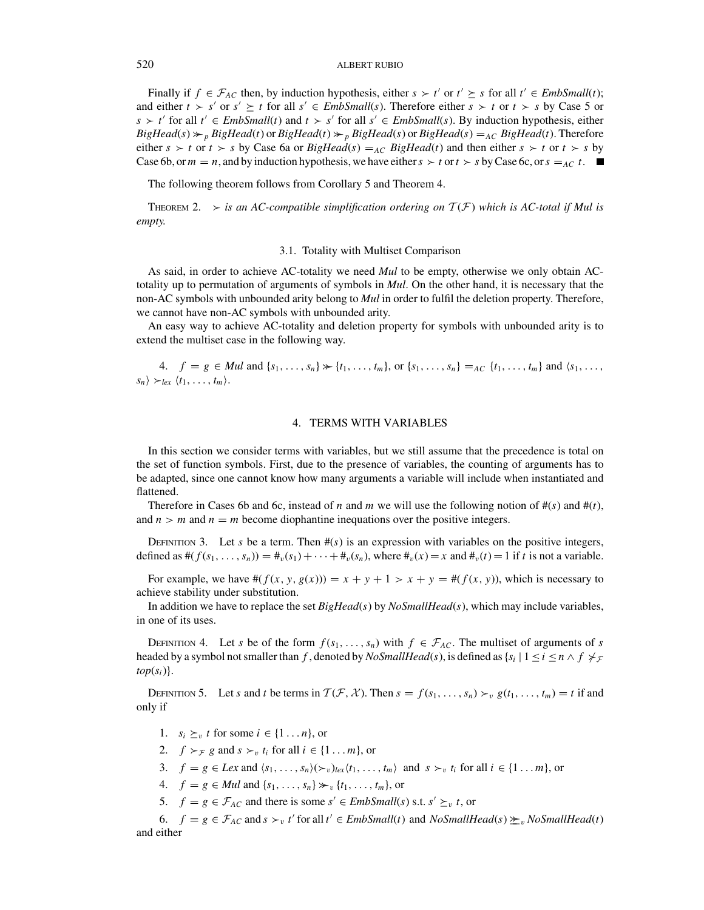Finally if $f \in \mathcal{F}_{AC}$ then, by induction hypothesis, either $s \succ t'$ or $t' \succeq s$ for all $t' \in \mathit{EmbSmall}(t)$; and either $t \succ s'$ or $s' \succeq t$ for all $s' \in \mathit{EmbSmall}(s)$. Therefore either $s \succ t$ or $t \succ s$ by Case 5 or $s \succ t'$ for all $t' \in \mathit{EmbSmall}(t)$ and $t \succ s'$ for all $s' \in \mathit{EmbSmall}(s)$. By induction hypothesis, either $\mathit{BigHead}(s) \gg_p \mathit{BigHead}(t)$ or $\mathit{BigHead}(t) \gg_p \mathit{BigHead}(s)$ or $\mathit{BigHead}(s) =_{AC} \mathit{BigHead}(t)$. Therefore either $s \succ t$ or $t \succ s$ by Case 6a or $\mathit{BigHead}(s) =_{AC} \mathit{BigHead}(t)$ and then either $s \succ t$ or $t \succ s$ by Case 6b, or $m = n$, and by induction hypothesis, we have either $s \succ t$ or $t \succ s$ by Case 6c, or $s =_{AC} t$. ■

The following theorem follows from Corollary 5 and Theorem 4.

THEOREM 2. *$\succ$ is an AC-compatible simplification ordering on $\mathcal{T}(\mathcal{F})$ which is AC-total if Mul is empty.*

### 3.1. Totality with Multiset Comparison

As said, in order to achieve AC-totality we need *Mul* to be empty, otherwise we only obtain AC-totality up to permutation of arguments of symbols in *Mul*. On the other hand, it is necessary that the non-AC symbols with unbounded arity belong to *Mul* in order to fulfil the deletion property. Therefore, we cannot have non-AC symbols with unbounded arity.

An easy way to achieve AC-totality and deletion property for symbols with unbounded arity is to extend the multiset case in the following way.

4. $f = g \in \mathit{Mul}$ and $\{s_1, \ldots, s_n\} \gg \{t_1, \ldots, t_m\}$, or $\{s_1, \ldots, s_n\} =_{AC} \{t_1, \ldots, t_m\}$ and $\langle s_1, \ldots, s_n \rangle \succ_{lex} \langle t_1, \ldots, t_m \rangle$.

## 4. TERMS WITH VARIABLES

In this section we consider terms with variables, but we still assume that the precedence is total on the set of function symbols. First, due to the presence of variables, the counting of arguments has to be adapted, since one cannot know how many arguments a variable will include when instantiated and flattened.

Therefore in Cases 6b and 6c, instead of $n$ and $m$ we will use the following notion of $\#(s)$ and $\#(t)$, and $n > m$ and $n = m$ become diophantine inequations over the positive integers.

DEFINITION 3. Let $s$ be a term. Then $\#(s)$ is an expression with variables on the positive integers, defined as $\#(f(s_1, \ldots, s_n)) = \#_v(s_1) + \cdots + \#_v(s_n)$, where $\#_v(x) = x$ and $\#_v(t) = 1$ if $t$ is not a variable.

For example, we have $\#(f(x, y, g(x))) = x + y + 1 > x + y = \#(f(x, y))$, which is necessary to achieve stability under substitution.

In addition we have to replace the set $\mathit{BigHead}(s)$ by $\mathit{NoSmallHead}(s)$, which may include variables, in one of its uses.

DEFINITION 4. Let $s$ be of the form $f(s_1, \ldots, s_n)$ with $f \in \mathcal{F}_{AC}$. The multiset of arguments of $s$ headed by a symbol not smaller than $f$, denoted by $\mathit{NoSmallHead}(s)$, is defined as $\{s_i \mid 1 \leq i \leq n \wedge f \not\succ_{\mathcal{F}} top(s_i)\}$.

DEFINITION 5. Let $s$ and $t$ be terms in $\mathcal{T}(\mathcal{F}, \mathcal{X})$. Then $s = f(s_1, \ldots, s_n) \succ_v g(t_1, \ldots, t_m) = t$ if and only if

1. $s_i \succeq_v t$ for some $i \in \{1 \ldots n\}$, or
2. $f \succ_{\mathcal{F}} g$ and $s \succ_v t_i$ for all $i \in \{1 \ldots m\}$, or
3. $f = g \in \mathit{Lex}$ and $\langle s_1, \ldots, s_n \rangle (\succ_v)_{lex} \langle t_1, \ldots, t_m \rangle$ and $s \succ_v t_i$ for all $i \in \{1 \ldots m\}$, or
4. $f = g \in \mathit{Mul}$ and $\{s_1, \ldots, s_n\} \gg_v \{t_1, \ldots, t_m\}$, or
5. $f = g \in \mathcal{F}_{AC}$ and there is some $s' \in \mathit{EmbSmall}(s)$ s.t. $s' \succeq_v t$, or
6. $f = g \in \mathcal{F}_{AC}$ and $s \succ_v t'$ for all $t' \in \mathit{EmbSmall}(t)$ and $\mathit{NoSmallHead}(s) \succeq\!\!\succeq_v \mathit{NoSmallHead}(t)$ and either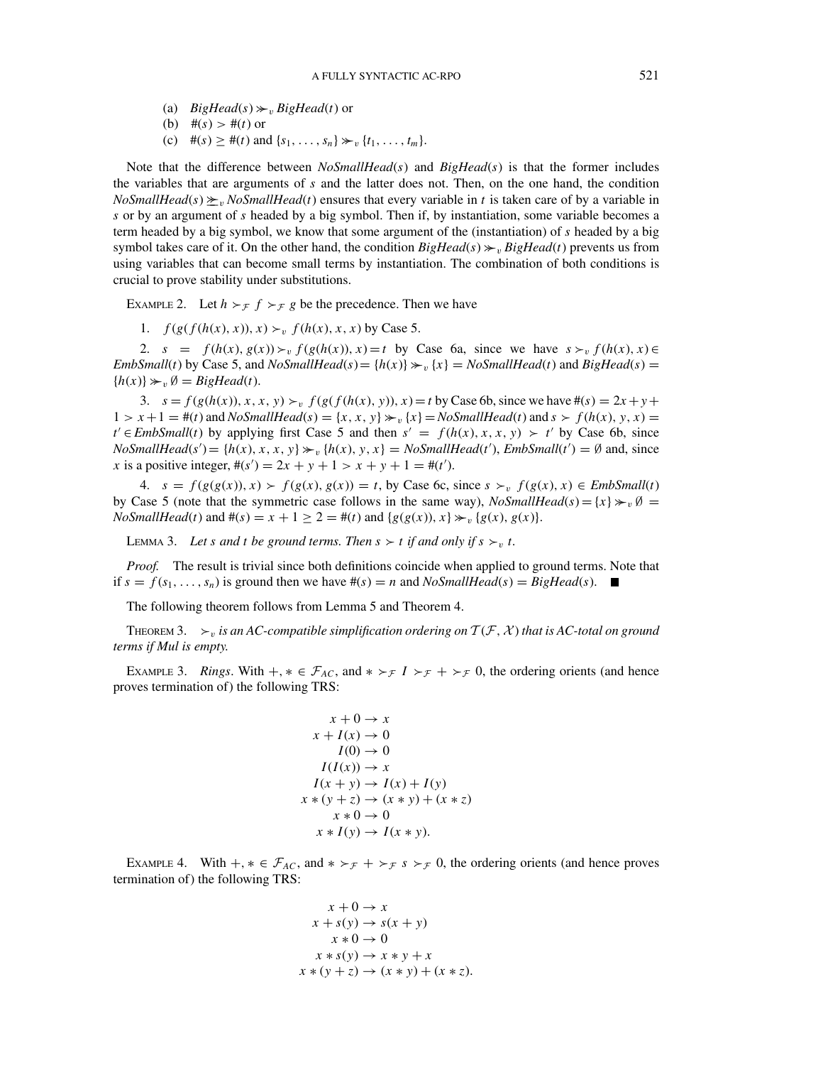(a) $BigHead(s) \gg_v BigHead(t)$ or

(b) $\#(s) > \#(t)$ or

(c) $\#(s) \geq \#(t)$ and $\{s_1, \ldots, s_n\} \gg_v \{t_1, \ldots, t_m\}$.

Note that the difference between $NoSmallHead(s)$ and $BigHead(s)$ is that the former includes the variables that are arguments of $s$ and the latter does not. Then, on the one hand, the condition $NoSmallHead(s) \succeq_v NoSmallHead(t)$ ensures that every variable in $t$ is taken care of by a variable in $s$ or by an argument of $s$ headed by a big symbol. Then if, by instantiation, some variable becomes a term headed by a big symbol, we know that some argument of the (instantiation) of $s$ headed by a big symbol takes care of it. On the other hand, the condition $BigHead(s) \gg_v BigHead(t)$ prevents us from using variables that can become small terms by instantiation. The combination of both conditions is crucial to prove stability under substitutions.

EXAMPLE 2. Let $h \succ_{\mathcal{F}} f \succ_{\mathcal{F}} g$ be the precedence. Then we have

1. $f(g(f(h(x), x)), x) \succ_v f(h(x), x, x)$ by Case 5.

2. $s = f(h(x), g(x)) \succ_v f(g(h(x)), x) = t$ by Case 6a, since we have $s \succ_v f(h(x), x) \in EmbSmall(t)$ by Case 5, and $NoSmallHead(s) = \{h(x)\} \gg_v \{x\} = NoSmallHead(t)$ and $BigHead(s) = \{h(x)\} \gg_v \emptyset = BigHead(t)$.

3. $s = f(g(h(x)), x, x, y) \succ_v f(g(f(h(x), y)), x) = t$ by Case 6b, since we have $\#(s) = 2x + y + 1 > x + 1 = \#(t)$ and $NoSmallHead(s) = \{x, x, y\} \gg_v \{x\} = NoSmallHead(t)$ and $s \succ f(h(x), y, x) = t' \in EmbSmall(t)$ by applying first Case 5 and then $s' = f(h(x), x, x, y) \succ t'$ by Case 6b, since $NoSmallHead(s') = \{h(x), x, x, y\} \gg_v \{h(x), y, x\} = NoSmallHead(t')$, $EmbSmall(t') = \emptyset$ and, since $x$ is a positive integer, $\#(s') = 2x + y + 1 > x + y + 1 = \#(t')$.

4. $s = f(g(g(x)), x) \succ f(g(x), g(x)) = t$, by Case 6c, since $s \succ_v f(g(x), x) \in EmbSmall(t)$ by Case 5 (note that the symmetric case follows in the same way), $NoSmallHead(s) = \{x\} \gg_v \emptyset = NoSmallHead(t)$ and $\#(s) = x + 1 \geq 2 = \#(t)$ and $\{g(g(x)), x\} \gg_v \{g(x), g(x)\}$.

LEMMA 3. *Let s and t be ground terms. Then $s \succ t$ if and only if $s \succ_v t$.*

*Proof.* The result is trivial since both definitions coincide when applied to ground terms. Note that if $s = f(s_1, \ldots, s_n)$ is ground then we have $\#(s) = n$ and $NoSmallHead(s) = BigHead(s)$. ■

The following theorem follows from Lemma 5 and Theorem 4.

THEOREM 3. *$\succ_v$ is an AC-compatible simplification ordering on $\mathcal{T}(\mathcal{F}, \mathcal{X})$ that is AC-total on ground terms if Mul is empty.*

EXAMPLE 3. *Rings*. With $+, * \in \mathcal{F}_{AC}$, and $* \succ_{\mathcal{F}} I \succ_{\mathcal{F}} + \succ_{\mathcal{F}} 0$, the ordering orients (and hence proves termination of) the following TRS:

$$
\begin{aligned}
x + 0 &\to x \\
x + I(x) &\to 0 \\
I(0) &\to 0 \\
I(I(x)) &\to x \\
I(x + y) &\to I(x) + I(y) \\
x * (y + z) &\to (x * y) + (x * z) \\
x * 0 &\to 0 \\
x * I(y) &\to I(x * y).
\end{aligned}
$$

EXAMPLE 4. With $+, * \in \mathcal{F}_{AC}$, and $* \succ_{\mathcal{F}} + \succ_{\mathcal{F}} s \succ_{\mathcal{F}} 0$, the ordering orients (and hence proves termination of) the following TRS:

$$
\begin{aligned}
x + 0 &\to x \\
x + s(y) &\to s(x + y) \\
x * 0 &\to 0 \\
x * s(y) &\to x * y + x \\
x * (y + z) &\to (x * y) + (x * z).
\end{aligned}
$$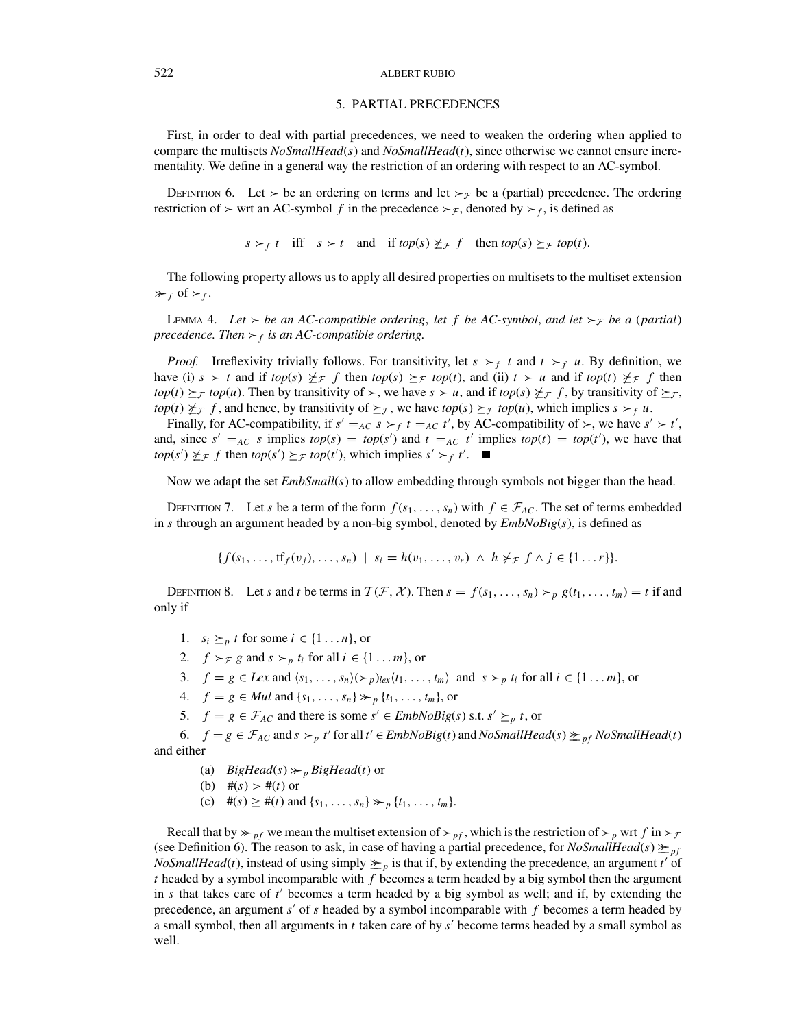## 5. PARTIAL PRECEDENCES

First, in order to deal with partial precedences, we need to weaken the ordering when applied to compare the multisets *NoSmallHead*($s$) and *NoSmallHead*($t$), since otherwise we cannot ensure incrementality. We define in a general way the restriction of an ordering with respect to an AC-symbol.

DEFINITION 6. Let $\succ$ be an ordering on terms and let $\succ_{\mathcal{F}}$ be a (partial) precedence. The ordering restriction of $\succ$ wrt an AC-symbol $f$ in the precedence $\succ_{\mathcal{F}}$, denoted by $\succ_f$, is defined as

$$s \succ_f t \quad \text{iff} \quad s \succ t \quad \text{and} \quad \text{if } top(s) \not\succeq_{\mathcal{F}} f \quad \text{then } top(s) \succeq_{\mathcal{F}} top(t).$$

The following property allows us to apply all desired properties on multisets to the multiset extension $\ggcurly_f$ of $\succ_f$.

LEMMA 4. *Let $\succ$ be an AC-compatible ordering, let $f$ be AC-symbol, and let $\succ_{\mathcal{F}}$ be a (partial) precedence. Then $\succ_f$ is an AC-compatible ordering.*

*Proof.* Irreflexivity trivially follows. For transitivity, let $s \succ_f t$ and $t \succ_f u$. By definition, we have (i) $s \succ t$ and if $top(s) \not\succeq_{\mathcal{F}} f$ then $top(s) \succeq_{\mathcal{F}} top(t)$, and (ii) $t \succ u$ and if $top(t) \not\succeq_{\mathcal{F}} f$ then $top(t) \succeq_{\mathcal{F}} top(u)$. Then by transitivity of $\succ$, we have $s \succ u$, and if $top(s) \not\succeq_{\mathcal{F}} f$, by transitivity of $\succeq_{\mathcal{F}}$, $top(t) \not\succeq_{\mathcal{F}} f$, and hence, by transitivity of $\succeq_{\mathcal{F}}$, we have $top(s) \succeq_{\mathcal{F}} top(u)$, which implies $s \succ_f u$.

Finally, for AC-compatibility, if $s' =_{AC} s \succ_f t =_{AC} t'$, by AC-compatibility of $\succ$, we have $s' \succ t'$, and, since $s' =_{AC} s$ implies $top(s) = top(s')$ and $t =_{AC} t'$ implies $top(t) = top(t')$, we have that $top(s') \not\succeq_{\mathcal{F}} f$ then $top(s') \succeq_{\mathcal{F}} top(t')$, which implies $s' \succ_f t'$. ∎

Now we adapt the set *EmbSmall*($s$) to allow embedding through symbols not bigger than the head.

DEFINITION 7. Let $s$ be a term of the form $f(s_1, \ldots, s_n)$ with $f \in \mathcal{F}_{AC}$. The set of terms embedded in $s$ through an argument headed by a non-big symbol, denoted by *EmbNoBig*($s$), is defined as

$$\{f(s_1, \ldots, \mathrm{tf}_f(v_j), \ldots, s_n) \mid s_i = h(v_1, \ldots, v_r) \wedge h \not\succ_{\mathcal{F}} f \wedge j \in \{1 \ldots r\}\}.$$

DEFINITION 8. Let $s$ and $t$ be terms in $\mathcal{T}(\mathcal{F}, \mathcal{X})$. Then $s = f(s_1, \ldots, s_n) \succ_p g(t_1, \ldots, t_m) = t$ if and only if

1. $s_i \succeq_p t$ for some $i \in \{1 \ldots n\}$, or
2. $f \succ_{\mathcal{F}} g$ and $s \succ_p t_i$ for all $i \in \{1 \ldots m\}$, or
3. $f = g \in Lex$ and $\langle s_1, \ldots, s_n \rangle (\succ_p)_{lex} \langle t_1, \ldots, t_m \rangle$ and $s \succ_p t_i$ for all $i \in \{1 \ldots m\}$, or
4. $f = g \in Mul$ and $\{s_1, \ldots, s_n\} \ggcurly_p \{t_1, \ldots, t_m\}$, or
5. $f = g \in \mathcal{F}_{AC}$ and there is some $s' \in EmbNoBig(s)$ s.t. $s' \succeq_p t$, or
6. $f = g \in \mathcal{F}_{AC}$ and $s \succ_p t'$ for all $t' \in EmbNoBig(t)$ and $NoSmallHead(s) \succeq\!\!\succeq_{pf} NoSmallHead(t)$ and either
   (a) $BigHead(s) \ggcurly_p BigHead(t)$ or
   (b) $\#(s) > \#(t)$ or
   (c) $\#(s) \geq \#(t)$ and $\{s_1, \ldots, s_n\} \ggcurly_p \{t_1, \ldots, t_m\}$.

Recall that by $\ggcurly_{pf}$ we mean the multiset extension of $\succ_{pf}$, which is the restriction of $\succ_p$ wrt $f$ in $\succ_{\mathcal{F}}$ (see Definition 6). The reason to ask, in case of having a partial precedence, for $NoSmallHead(s) \succeq\!\!\succeq_{pf} NoSmallHead(t)$, instead of using simply $\succeq\!\!\succeq_p$ is that if, by extending the precedence, an argument $t'$ of $t$ headed by a symbol incomparable with $f$ becomes a term headed by a big symbol then the argument in $s$ that takes care of $t'$ becomes a term headed by a big symbol as well; and if, by extending the precedence, an argument $s'$ of $s$ headed by a symbol incomparable with $f$ becomes a term headed by a small symbol, then all arguments in $t$ taken care of by $s'$ become terms headed by a small symbol as well.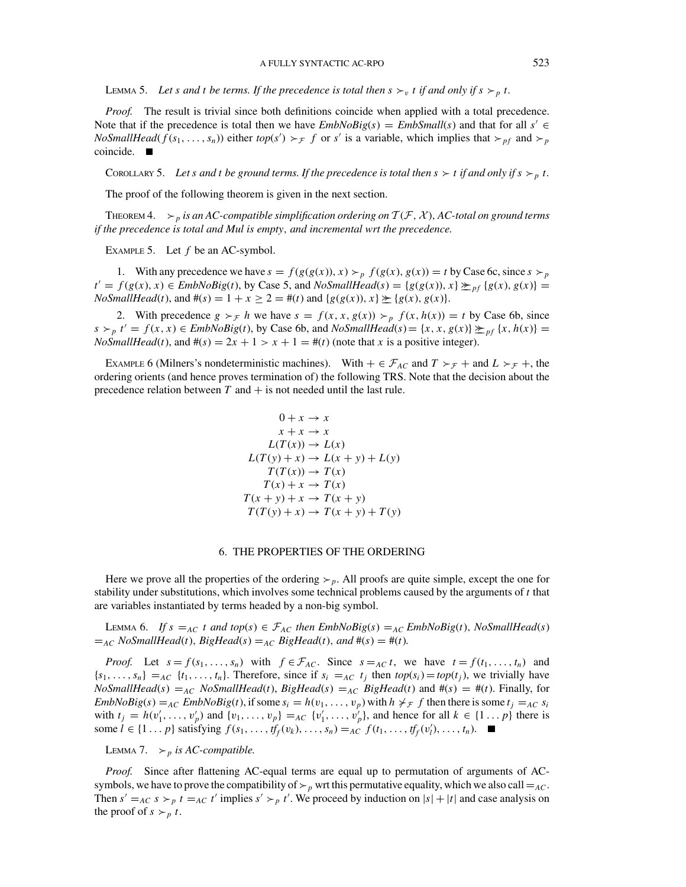LEMMA 5. *Let s and t be terms. If the precedence is total then $s \succ_v t$ if and only if $s \succ_p t$.*

*Proof.* The result is trivial since both definitions coincide when applied with a total precedence. Note that if the precedence is total then we have $EmbNoBig(s) = EmbSmall(s)$ and that for all $s' \in NoSmallHead(f(s_1, \ldots, s_n))$ either $top(s') \succ_{\mathcal{F}} f$ or $s'$ is a variable, which implies that $\succ_{pf}$ and $\succ_p$ coincide. ■

COROLLARY 5. *Let s and t be ground terms. If the precedence is total then $s \succ t$ if and only if $s \succ_p t$.*

The proof of the following theorem is given in the next section.

THEOREM 4. *$\succ_p$ is an AC-compatible simplification ordering on $\mathcal{T}(\mathcal{F}, \mathcal{X})$, AC-total on ground terms if the precedence is total and Mul is empty, and incremental wrt the precedence.*

EXAMPLE 5. Let $f$ be an AC-symbol.

1. With any precedence we have $s = f(g(g(x)), x) \succ_p f(g(x), g(x)) = t$ by Case 6c, since $s \succ_p t' = f(g(x), x) \in EmbNoBig(t)$, by Case 5, and $NoSmallHead(s) = \{g(g(x)), x\} \not\succeq_{pf} \{g(x), g(x)\} = NoSmallHead(t)$, and $\#(s) = 1 + x \geq 2 = \#(t)$ and $\{g(g(x)), x\} \not\succeq \{g(x), g(x)\}$.

2. With precedence $g \succ_{\mathcal{F}} h$ we have $s = f(x, x, g(x)) \succ_p f(x, h(x)) = t$ by Case 6b, since $s \succ_p t' = f(x, x) \in EmbNoBig(t)$, by Case 6b, and $NoSmallHead(s) = \{x, x, g(x)\} \not\succeq_{pf} \{x, h(x)\} = NoSmallHead(t)$, and $\#(s) = 2x + 1 > x + 1 = \#(t)$ (note that $x$ is a positive integer).

EXAMPLE 6 (Milners's nondeterministic machines). With $+ \in \mathcal{F}_{AC}$ and $T \succ_{\mathcal{F}} +$ and $L \succ_{\mathcal{F}} +$, the ordering orients (and hence proves termination of) the following TRS. Note that the decision about the precedence relation between $T$ and $+$ is not needed until the last rule.

$$
\begin{aligned}
0 + x &\rightarrow x \\
x + x &\rightarrow x \\
L(T(x)) &\rightarrow L(x) \\
L(T(y) + x) &\rightarrow L(x + y) + L(y) \\
T(T(x)) &\rightarrow T(x) \\
T(x) + x &\rightarrow T(x) \\
T(x + y) + x &\rightarrow T(x + y) \\
T(T(y) + x) &\rightarrow T(x + y) + T(y)
\end{aligned}
$$

## 6. THE PROPERTIES OF THE ORDERING

Here we prove all the properties of the ordering $\succ_p$. All proofs are quite simple, except the one for stability under substitutions, which involves some technical problems caused by the arguments of $t$ that are variables instantiated by terms headed by a non-big symbol.

LEMMA 6. *If $s =_{AC} t$ and $top(s) \in \mathcal{F}_{AC}$ then $EmbNoBig(s) =_{AC} EmbNoBig(t)$, $NoSmallHead(s) =_{AC} NoSmallHead(t)$, $BigHead(s) =_{AC} BigHead(t)$, and $\#(s) = \#(t)$.*

*Proof.* Let $s = f(s_1, \ldots, s_n)$ with $f \in \mathcal{F}_{AC}$. Since $s =_{AC} t$, we have $t = f(t_1, \ldots, t_n)$ and $\{s_1, \ldots, s_n\} =_{AC} \{t_1, \ldots, t_n\}$. Therefore, since if $s_i =_{AC} t_j$ then $top(s_i) = top(t_j)$, we trivially have $NoSmallHead(s) =_{AC} NoSmallHead(t)$, $BigHead(s) =_{AC} BigHead(t)$ and $\#(s) = \#(t)$. Finally, for $EmbNoBig(s) =_{AC} EmbNoBig(t)$, if some $s_i = h(v_1, \ldots, v_p)$ with $h \not\succ_{\mathcal{F}} f$ then there is some $t_j =_{AC} s_i$ with $t_j = h(v'_1, \ldots, v'_p)$ and $\{v_1, \ldots, v_p\} =_{AC} \{v'_1, \ldots, v'_p\}$, and hence for all $k \in \{1 \ldots p\}$ there is some $l \in \{1 \ldots p\}$ satisfying $f(s_1, \ldots, tf_f(v_k), \ldots, s_n) =_{AC} f(t_1, \ldots, tf_f(v'_l), \ldots, t_n)$. ■

LEMMA 7. *$\succ_p$ is AC-compatible.*

*Proof.* Since after flattening AC-equal terms are equal up to permutation of arguments of AC-symbols, we have to prove the compatibility of $\succ_p$ wrt this permutative equality, which we also call $=_{AC}$. Then $s' =_{AC} s \succ_p t =_{AC} t'$ implies $s' \succ_p t'$. We proceed by induction on $|s| + |t|$ and case analysis on the proof of $s \succ_p t$.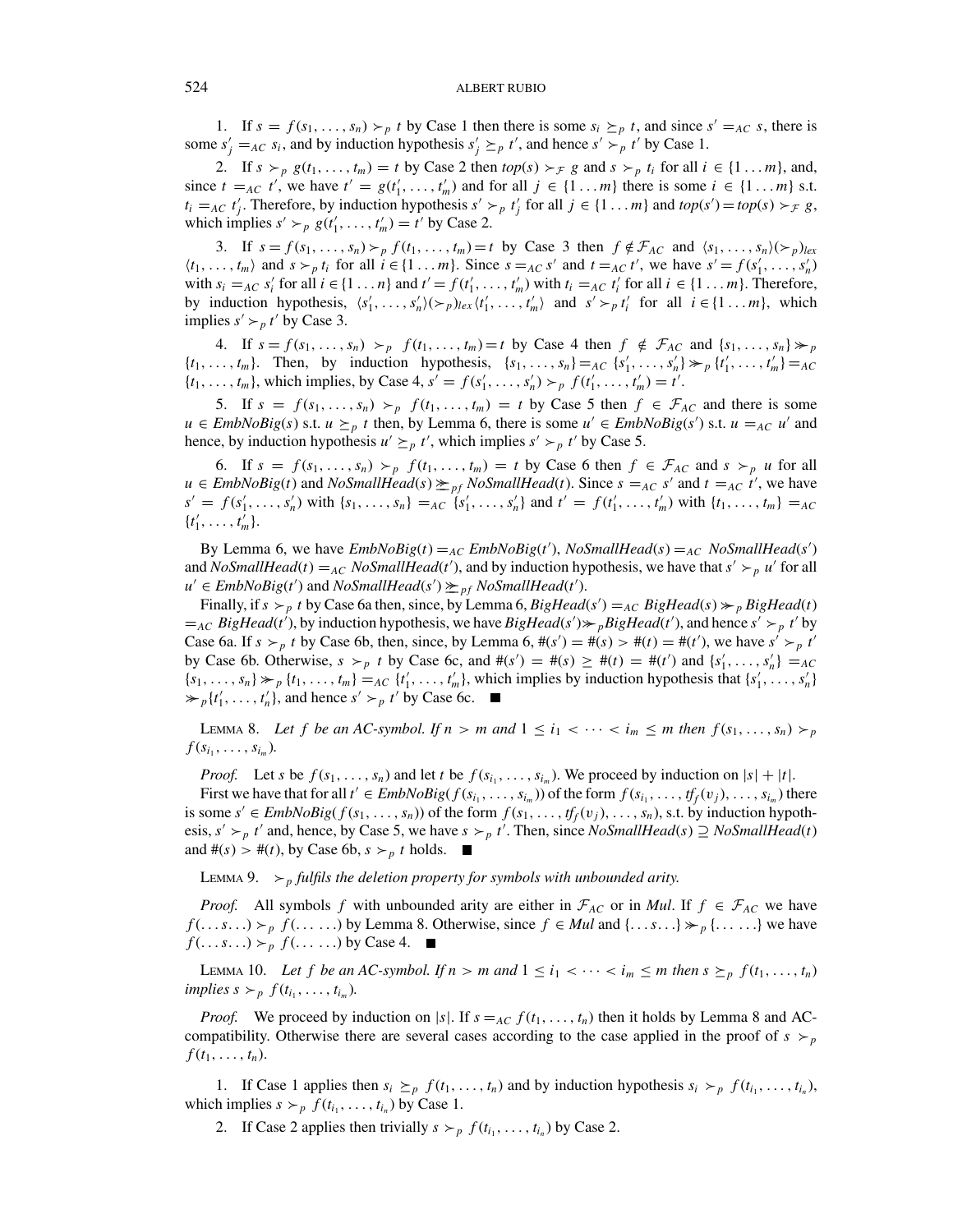1. If $s = f(s_1, \ldots, s_n) \succ_p t$ by Case 1 then there is some $s_i \succeq_p t$, and since $s' =_{AC} s$, there is some $s'_j =_{AC} s_i$, and by induction hypothesis $s'_j \succeq_p t'$, and hence $s' \succ_p t'$ by Case 1.

2. If $s \succ_p g(t_1, \ldots, t_m) = t$ by Case 2 then $top(s) \succ_{\mathcal{F}} g$ and $s \succ_p t_i$ for all $i \in \{1 \ldots m\}$, and, since $t =_{AC} t'$, we have $t' = g(t'_1, \ldots, t'_m)$ and for all $j \in \{1 \ldots m\}$ there is some $i \in \{1 \ldots m\}$ s.t. $t_i =_{AC} t'_j$. Therefore, by induction hypothesis $s' \succ_p t'_j$ for all $j \in \{1 \ldots m\}$ and $top(s') = top(s) \succ_{\mathcal{F}} g$, which implies $s' \succ_p g(t'_1, \ldots, t'_m) = t'$ by Case 2.

3. If $s = f(s_1, \ldots, s_n) \succ_p f(t_1, \ldots, t_m) = t$ by Case 3 then $f \notin \mathcal{F}_{AC}$ and $\langle s_1, \ldots, s_n \rangle (\succ_p)_{lex} \langle t_1, \ldots, t_m \rangle$ and $s \succ_p t_i$ for all $i \in \{1 \ldots m\}$. Since $s =_{AC} s'$ and $t =_{AC} t'$, we have $s' = f(s'_1, \ldots, s'_n)$ with $s_i =_{AC} s'_i$ for all $i \in \{1 \ldots n\}$ and $t' = f(t'_1, \ldots, t'_m)$ with $t_i =_{AC} t'_i$ for all $i \in \{1 \ldots m\}$. Therefore, by induction hypothesis, $\langle s'_1, \ldots, s'_n \rangle (\succ_p)_{lex} \langle t'_1, \ldots, t'_m \rangle$ and $s' \succ_p t'_i$ for all $i \in \{1 \ldots m\}$, which implies $s' \succ_p t'$ by Case 3.

4. If $s = f(s_1, \ldots, s_n) \succ_p f(t_1, \ldots, t_m) = t$ by Case 4 then $f \notin \mathcal{F}_{AC}$ and $\{s_1, \ldots, s_n\} \gg_p \{t_1, \ldots, t_m\}$. Then, by induction hypothesis, $\{s_1, \ldots, s_n\} =_{AC} \{s'_1, \ldots, s'_n\} \gg_p \{t'_1, \ldots, t'_m\} =_{AC} \{t_1, \ldots, t_m\}$, which implies, by Case 4, $s' = f(s'_1, \ldots, s'_n) \succ_p f(t'_1, \ldots, t'_m) = t'$.

5. If $s = f(s_1, \ldots, s_n) \succ_p f(t_1, \ldots, t_m) = t$ by Case 5 then $f \in \mathcal{F}_{AC}$ and there is some $u \in EmbNoBig(s)$ s.t. $u \succeq_p t$ then, by Lemma 6, there is some $u' \in EmbNoBig(s')$ s.t. $u =_{AC} u'$ and hence, by induction hypothesis $u' \succeq_p t'$, which implies $s' \succ_p t'$ by Case 5.

6. If $s = f(s_1, \ldots, s_n) \succ_p f(t_1, \ldots, t_m) = t$ by Case 6 then $f \in \mathcal{F}_{AC}$ and $s \succ_p u$ for all $u \in EmbNoBig(t)$ and $NoSmallHead(s) \succeq_{pf} NoSmallHead(t)$. Since $s =_{AC} s'$ and $t =_{AC} t'$, we have $s' = f(s'_1, \ldots, s'_n)$ with $\{s_1, \ldots, s_n\} =_{AC} \{s'_1, \ldots, s'_n\}$ and $t' = f(t'_1, \ldots, t'_m)$ with $\{t_1, \ldots, t_m\} =_{AC} \{t'_1, \ldots, t'_m\}$.

By Lemma 6, we have $EmbNoBig(t) =_{AC} EmbNoBig(t')$, $NoSmallHead(s) =_{AC} NoSmallHead(s')$ and $NoSmallHead(t) =_{AC} NoSmallHead(t')$, and by induction hypothesis, we have that $s' \succ_p u'$ for all $u' \in EmbNoBig(t')$ and $NoSmallHead(s') \succeq_{pf} NoSmallHead(t')$.

Finally, if $s \succ_p t$ by Case 6a then, since, by Lemma 6, $BigHead(s') =_{AC} BigHead(s) \gg_p BigHead(t) =_{AC} BigHead(t')$, by induction hypothesis, we have $BigHead(s') \gg_p BigHead(t')$, and hence $s' \succ_p t'$ by Case 6a. If $s \succ_p t$ by Case 6b, then, since, by Lemma 6, $\#(s') = \#(s) > \#(t) = \#(t')$, we have $s' \succ_p t'$ by Case 6b. Otherwise, $s \succ_p t$ by Case 6c, and $\#(s') = \#(s) \geq \#(t) = \#(t')$ and $\{s'_1, \ldots, s'_n\} =_{AC} \{s_1, \ldots, s_n\} \gg_p \{t_1, \ldots, t_m\} =_{AC} \{t'_1, \ldots, t'_m\}$, which implies by induction hypothesis that $\{s'_1, \ldots, s'_n\} \gg_p \{t'_1, \ldots, t'_n\}$, and hence $s' \succ_p t'$ by Case 6c. ■

LEMMA 8. *Let $f$ be an AC-symbol. If $n > m$ and $1 \leq i_1 < \cdots < i_m \leq m$ then $f(s_1, \ldots, s_n) \succ_p f(s_{i_1}, \ldots, s_{i_m})$.*

*Proof.* Let $s$ be $f(s_1, \ldots, s_n)$ and let $t$ be $f(s_{i_1}, \ldots, s_{i_m})$. We proceed by induction on $|s| + |t|$.

First we have that for all $t' \in EmbNoBig(f(s_{i_1}, \ldots, s_{i_m}))$ of the form $f(s_{i_1}, \ldots, tf_f(v_j), \ldots, s_{i_m})$ there is some $s' \in EmbNoBig(f(s_1, \ldots, s_n))$ of the form $f(s_1, \ldots, tf_f(v_j), \ldots, s_n)$, s.t. by induction hypothesis, $s' \succ_p t'$ and, hence, by Case 5, we have $s \succ_p t'$. Then, since $NoSmallHead(s) \supseteq NoSmallHead(t)$ and $\#(s) > \#(t)$, by Case 6b, $s \succ_p t$ holds. ■

LEMMA 9. *$\succ_p$ fulfils the deletion property for symbols with unbounded arity.*

*Proof.* All symbols $f$ with unbounded arity are either in $\mathcal{F}_{AC}$ or in *Mul*. If $f \in \mathcal{F}_{AC}$ we have $f(\ldots s \ldots) \succ_p f(\ldots \ldots)$ by Lemma 8. Otherwise, since $f \in Mul$ and $\{\ldots s \ldots\} \gg_p \{\ldots \ldots\}$ we have $f(\ldots s \ldots) \succ_p f(\ldots \ldots)$ by Case 4. ■

LEMMA 10. *Let $f$ be an AC-symbol. If $n > m$ and $1 \leq i_1 < \cdots < i_m \leq m$ then $s \succeq_p f(t_1, \ldots, t_n)$ implies $s \succ_p f(t_{i_1}, \ldots, t_{i_m})$.*

*Proof.* We proceed by induction on $|s|$. If $s =_{AC} f(t_1, \ldots, t_n)$ then it holds by Lemma 8 and AC-compatibility. Otherwise there are several cases according to the case applied in the proof of $s \succ_p f(t_1, \ldots, t_n)$.

1. If Case 1 applies then $s_i \succeq_p f(t_1, \ldots, t_n)$ and by induction hypothesis $s_i \succ_p f(t_{i_1}, \ldots, t_{i_n})$, which implies $s \succ_p f(t_{i_1}, \ldots, t_{i_n})$ by Case 1.

2. If Case 2 applies then trivially $s \succ_p f(t_{i_1}, \ldots, t_{i_n})$ by Case 2.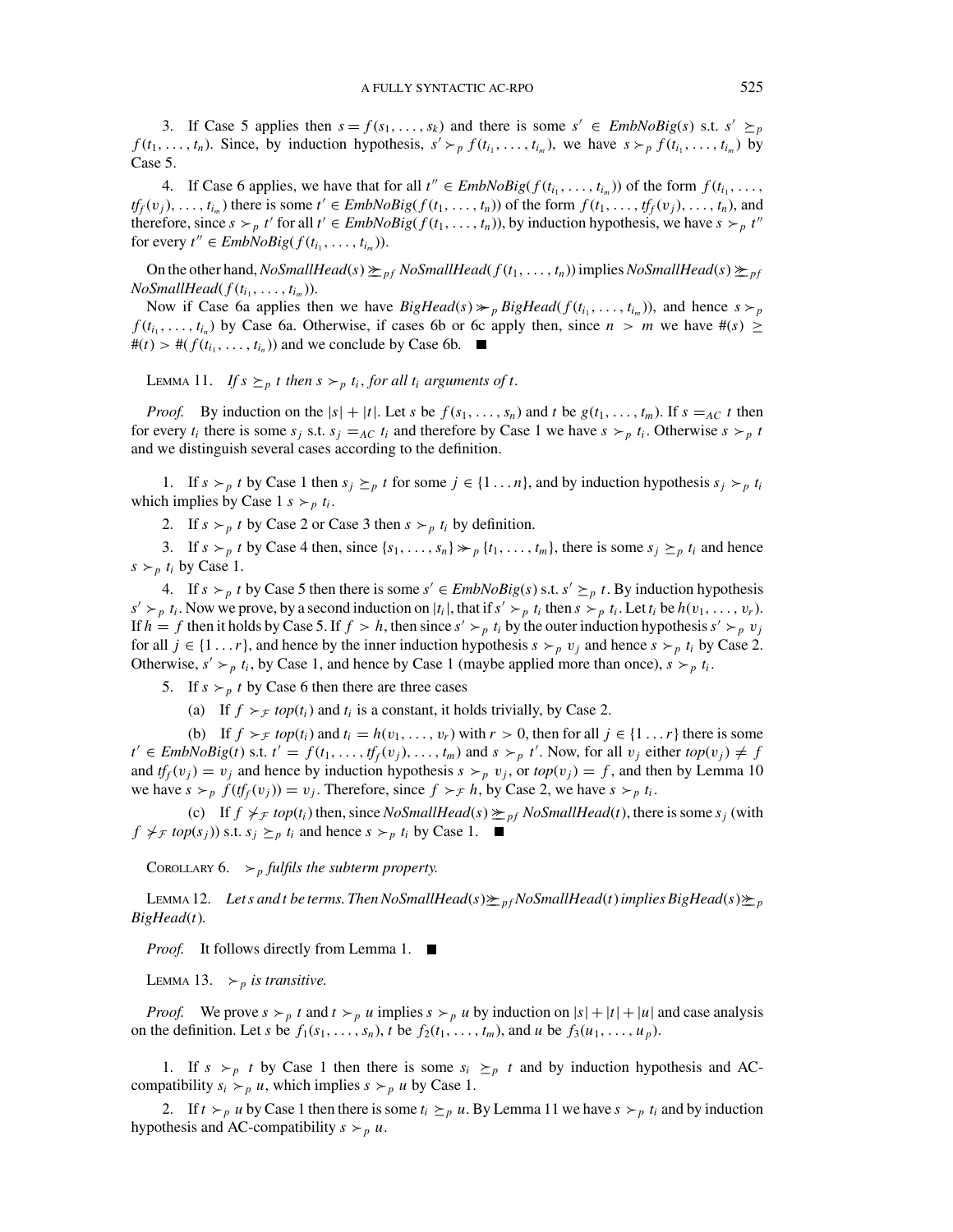3. If Case 5 applies then $s = f(s_1, \ldots, s_k)$ and there is some $s' \in \mathit{EmbNoBig}(s)$ s.t. $s' \succeq_p f(t_1, \ldots, t_n)$. Since, by induction hypothesis, $s' \succ_p f(t_{i_1}, \ldots, t_{i_m})$, we have $s \succ_p f(t_{i_1}, \ldots, t_{i_m})$ by Case 5.

4. If Case 6 applies, we have that for all $t'' \in \mathit{EmbNoBig}(f(t_{i_1}, \ldots, t_{i_m}))$ of the form $f(t_{i_1}, \ldots, tf_f(v_j), \ldots, t_{i_m})$ there is some $t' \in \mathit{EmbNoBig}(f(t_1, \ldots, t_n))$ of the form $f(t_1, \ldots, tf_f(v_j), \ldots, t_n)$, and therefore, since $s \succ_p t'$ for all $t' \in \mathit{EmbNoBig}(f(t_1, \ldots, t_n))$, by induction hypothesis, we have $s \succ_p t''$ for every $t'' \in \mathit{EmbNoBig}(f(t_{i_1}, \ldots, t_{i_m}))$.

On the other hand, $\mathit{NoSmallHead}(s) \succeq_{pf} \mathit{NoSmallHead}(f(t_1, \ldots, t_n))$ implies $\mathit{NoSmallHead}(s) \succeq_{pf} \mathit{NoSmallHead}(f(t_{i_1}, \ldots, t_{i_m}))$.

Now if Case 6a applies then we have $\mathit{BigHead}(s) \gg_p \mathit{BigHead}(f(t_{i_1}, \ldots, t_{i_m}))$, and hence $s \succ_p f(t_{i_1}, \ldots, t_{i_n})$ by Case 6a. Otherwise, if cases 6b or 6c apply then, since $n > m$ we have $\#(s) \geq \#(t) > \#(f(t_{i_1}, \ldots, t_{i_n}))$ and we conclude by Case 6b. ■

LEMMA 11. *If $s \succeq_p t$ then $s \succ_p t_i$, for all $t_i$ arguments of $t$.*

*Proof.* By induction on the $|s| + |t|$. Let $s$ be $f(s_1, \ldots, s_n)$ and $t$ be $g(t_1, \ldots, t_m)$. If $s =_{AC} t$ then for every $t_i$ there is some $s_j$ s.t. $s_j =_{AC} t_i$ and therefore by Case 1 we have $s \succ_p t_i$. Otherwise $s \succ_p t$ and we distinguish several cases according to the definition.

1. If $s \succ_p t$ by Case 1 then $s_j \succeq_p t$ for some $j \in \{1 \ldots n\}$, and by induction hypothesis $s_j \succ_p t_i$ which implies by Case 1 $s \succ_p t_i$.

2. If $s \succ_p t$ by Case 2 or Case 3 then $s \succ_p t_i$ by definition.

3. If $s \succ_p t$ by Case 4 then, since $\{s_1, \ldots, s_n\} \gg_p \{t_1, \ldots, t_m\}$, there is some $s_j \succeq_p t_i$ and hence $s \succ_p t_i$ by Case 1.

4. If $s \succ_p t$ by Case 5 then there is some $s' \in \mathit{EmbNoBig}(s)$ s.t. $s' \succeq_p t$. By induction hypothesis $s' \succ_p t_i$. Now we prove, by a second induction on $|t_i|$, that if $s' \succ_p t_i$ then $s \succ_p t_i$. Let $t_i$ be $h(v_1, \ldots, v_r)$. If $h = f$ then it holds by Case 5. If $f > h$, then since $s' \succ_p t_i$ by the outer induction hypothesis $s' \succ_p v_j$ for all $j \in \{1 \ldots r\}$, and hence by the inner induction hypothesis $s \succ_p v_j$ and hence $s \succ_p t_i$ by Case 2. Otherwise, $s' \succ_p t_i$, by Case 1, and hence by Case 1 (maybe applied more than once), $s \succ_p t_i$.

5. If $s \succ_p t$ by Case 6 then there are three cases

   (a) If $f \succ_{\mathcal{F}} top(t_i)$ and $t_i$ is a constant, it holds trivially, by Case 2.

   (b) If $f \succ_{\mathcal{F}} top(t_i)$ and $t_i = h(v_1, \ldots, v_r)$ with $r > 0$, then for all $j \in \{1 \ldots r\}$ there is some $t' \in \mathit{EmbNoBig}(t)$ s.t. $t' = f(t_1, \ldots, tf_f(v_j), \ldots, t_m)$ and $s \succ_p t'$. Now, for all $v_j$ either $top(v_j) \neq f$ and $tf_f(v_j) = v_j$ and hence by induction hypothesis $s \succ_p v_j$, or $top(v_j) = f$, and then by Lemma 10 we have $s \succ_p f(tf_f(v_j)) = v_j$. Therefore, since $f \succ_{\mathcal{F}} h$, by Case 2, we have $s \succ_p t_i$.

   (c) If $f \not\succ_{\mathcal{F}} top(t_i)$ then, since $\mathit{NoSmallHead}(s) \succeq_{pf} \mathit{NoSmallHead}(t)$, there is some $s_j$ (with $f \not\succ_{\mathcal{F}} top(s_j)$) s.t. $s_j \succeq_p t_i$ and hence $s \succ_p t_i$ by Case 1. ■

COROLLARY 6. *$\succ_p$ fulfils the subterm property.*

LEMMA 12. *Let $s$ and $t$ be terms. Then $\mathit{NoSmallHead}(s) \succeq_{pf} \mathit{NoSmallHead}(t)$ implies $\mathit{BigHead}(s) \succeq_p \mathit{BigHead}(t)$.*

*Proof.* It follows directly from Lemma 1. ■

LEMMA 13. *$\succ_p$ is transitive.*

*Proof.* We prove $s \succ_p t$ and $t \succ_p u$ implies $s \succ_p u$ by induction on $|s| + |t| + |u|$ and case analysis on the definition. Let $s$ be $f_1(s_1, \ldots, s_n)$, $t$ be $f_2(t_1, \ldots, t_m)$, and $u$ be $f_3(u_1, \ldots, u_p)$.

1. If $s \succ_p t$ by Case 1 then there is some $s_i \succeq_p t$ and by induction hypothesis and AC-compatibility $s_i \succ_p u$, which implies $s \succ_p u$ by Case 1.

2. If $t \succ_p u$ by Case 1 then there is some $t_i \succeq_p u$. By Lemma 11 we have $s \succ_p t_i$ and by induction hypothesis and AC-compatibility $s \succ_p u$.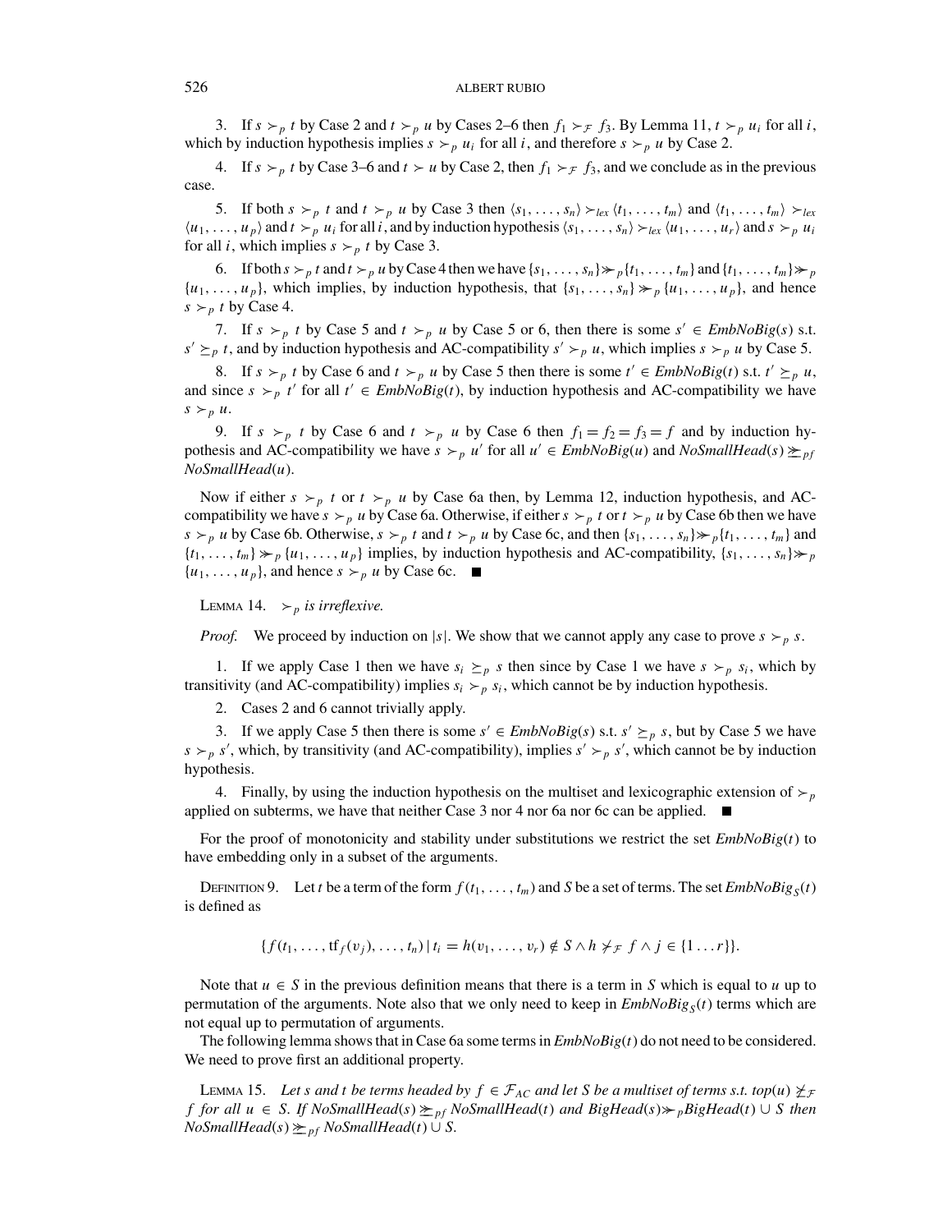3. If $s \succ_p t$ by Case 2 and $t \succ_p u$ by Cases 2–6 then $f_1 \succ_{\mathcal{F}} f_3$. By Lemma 11, $t \succ_p u_i$ for all $i$, which by induction hypothesis implies $s \succ_p u_i$ for all $i$, and therefore $s \succ_p u$ by Case 2.

4. If $s \succ_p t$ by Case 3–6 and $t \succ u$ by Case 2, then $f_1 \succ_{\mathcal{F}} f_3$, and we conclude as in the previous case.

5. If both $s \succ_p t$ and $t \succ_p u$ by Case 3 then $\langle s_1, \ldots, s_n \rangle \succ_{lex} \langle t_1, \ldots, t_m \rangle$ and $\langle t_1, \ldots, t_m \rangle \succ_{lex} \langle u_1, \ldots, u_p \rangle$ and $t \succ_p u_i$ for all $i$, and by induction hypothesis $\langle s_1, \ldots, s_n \rangle \succ_{lex} \langle u_1, \ldots, u_r \rangle$ and $s \succ_p u_i$ for all $i$, which implies $s \succ_p t$ by Case 3.

6. If both $s \succ_p t$ and $t \succ_p u$ by Case 4 then we have $\{s_1, \ldots, s_n\} \succ\!\!\succ_p \{t_1, \ldots, t_m\}$ and $\{t_1, \ldots, t_m\} \succ\!\!\succ_p \{u_1, \ldots, u_p\}$, which implies, by induction hypothesis, that $\{s_1, \ldots, s_n\} \succ\!\!\succ_p \{u_1, \ldots, u_p\}$, and hence $s \succ_p t$ by Case 4.

7. If $s \succ_p t$ by Case 5 and $t \succ_p u$ by Case 5 or 6, then there is some $s' \in \mathit{EmbNoBig}(s)$ s.t. $s' \succeq_p t$, and by induction hypothesis and AC-compatibility $s' \succ_p u$, which implies $s \succ_p u$ by Case 5.

8. If $s \succ_p t$ by Case 6 and $t \succ_p u$ by Case 5 then there is some $t' \in \mathit{EmbNoBig}(t)$ s.t. $t' \succeq_p u$, and since $s \succ_p t'$ for all $t' \in \mathit{EmbNoBig}(t)$, by induction hypothesis and AC-compatibility we have $s \succ_p u$.

9. If $s \succ_p t$ by Case 6 and $t \succ_p u$ by Case 6 then $f_1 = f_2 = f_3 = f$ and by induction hypothesis and AC-compatibility we have $s \succ_p u'$ for all $u' \in \mathit{EmbNoBig}(u)$ and $\mathit{NoSmallHead}(s) \succeq\!\!\succeq_{pf} \mathit{NoSmallHead}(u)$.

Now if either $s \succ_p t$ or $t \succ_p u$ by Case 6a then, by Lemma 12, induction hypothesis, and AC-compatibility we have $s \succ_p u$ by Case 6a. Otherwise, if either $s \succ_p t$ or $t \succ_p u$ by Case 6b then we have $s \succ_p u$ by Case 6b. Otherwise, $s \succ_p t$ and $t \succ_p u$ by Case 6c, and then $\{s_1, \ldots, s_n\} \succ\!\!\succ_p \{t_1, \ldots, t_m\}$ and $\{t_1, \ldots, t_m\} \succ\!\!\succ_p \{u_1, \ldots, u_p\}$ implies, by induction hypothesis and AC-compatibility, $\{s_1, \ldots, s_n\} \succ\!\!\succ_p \{u_1, \ldots, u_p\}$, and hence $s \succ_p u$ by Case 6c. ■

LEMMA 14. *$\succ_p$ is irreflexive.*

*Proof.* We proceed by induction on $|s|$. We show that we cannot apply any case to prove $s \succ_p s$.

1. If we apply Case 1 then we have $s_i \succeq_p s$ then since by Case 1 we have $s \succ_p s_i$, which by transitivity (and AC-compatibility) implies $s_i \succ_p s_i$, which cannot be by induction hypothesis.

2. Cases 2 and 6 cannot trivially apply.

3. If we apply Case 5 then there is some $s' \in \mathit{EmbNoBig}(s)$ s.t. $s' \succeq_p s$, but by Case 5 we have $s \succ_p s'$, which, by transitivity (and AC-compatibility), implies $s' \succ_p s'$, which cannot be by induction hypothesis.

4. Finally, by using the induction hypothesis on the multiset and lexicographic extension of $\succ_p$ applied on subterms, we have that neither Case 3 nor 4 nor 6a nor 6c can be applied. ■

For the proof of monotonicity and stability under substitutions we restrict the set $\mathit{EmbNoBig}(t)$ to have embedding only in a subset of the arguments.

DEFINITION 9. Let $t$ be a term of the form $f(t_1, \ldots, t_m)$ and $S$ be a set of terms. The set $\mathit{EmbNoBig}_S(t)$ is defined as

$$\{f(t_1, \ldots, \mathrm{tf}_f(v_j), \ldots, t_n) \mid t_i = h(v_1, \ldots, v_r) \notin S \wedge h \not\succ_{\mathcal{F}} f \wedge j \in \{1 \ldots r\}\}.$$

Note that $u \in S$ in the previous definition means that there is a term in $S$ which is equal to $u$ up to permutation of the arguments. Note also that we only need to keep in $\mathit{EmbNoBig}_S(t)$ terms which are not equal up to permutation of arguments.

The following lemma shows that in Case 6a some terms in $\mathit{EmbNoBig}(t)$ do not need to be considered. We need to prove first an additional property.

LEMMA 15. *Let $s$ and $t$ be terms headed by $f \in \mathcal{F}_{AC}$ and let $S$ be a multiset of terms s.t. $top(u) \not\succeq_{\mathcal{F}} f$ for all $u \in S$. If $\mathit{NoSmallHead}(s) \succeq\!\!\succeq_{pf} \mathit{NoSmallHead}(t)$ and $\mathit{BigHead}(s) \succ\!\!\succ_p \mathit{BigHead}(t) \cup S$ then $\mathit{NoSmallHead}(s) \succeq\!\!\succeq_{pf} \mathit{NoSmallHead}(t) \cup S$.*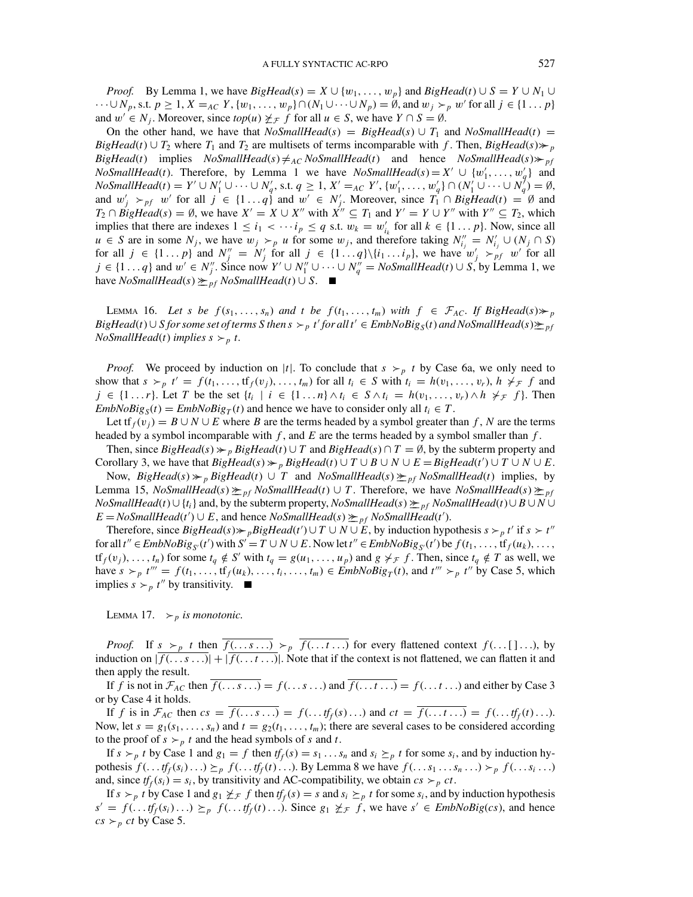*Proof.* By Lemma 1, we have $BigHead(s) = X \cup \{w_1, \ldots, w_p\}$ and $BigHead(t) \cup S = Y \cup N_1 \cup \cdots \cup N_p$, s.t. $p \geq 1$, $X =_{AC} Y$, $\{w_1, \ldots, w_p\} \cap (N_1 \cup \cdots \cup N_p) = \emptyset$, and $w_j \succ_p w'$ for all $j \in \{1 \ldots p\}$ and $w' \in N_j$. Moreover, since $top(u) \not\succeq_{\mathcal{F}} f$ for all $u \in S$, we have $Y \cap S = \emptyset$.

On the other hand, we have that $NoSmallHead(s) = BigHead(s) \cup T_1$ and $NoSmallHead(t) = BigHead(t) \cup T_2$ where $T_1$ and $T_2$ are multisets of terms incomparable with $f$. Then, $BigHead(s) \succ\!\!\succ_p BigHead(t)$ implies $NoSmallHead(s) \neq_{AC} NoSmallHead(t)$ and hence $NoSmallHead(s) \succ\!\!\succ_{pf} NoSmallHead(t)$. Therefore, by Lemma 1 we have $NoSmallHead(s) = X' \cup \{w'_1, \ldots, w'_q\}$ and $NoSmallHead(t) = Y' \cup N'_1 \cup \cdots \cup N'_q$, s.t. $q \geq 1$, $X' =_{AC} Y'$, $\{w'_1, \ldots, w'_q\} \cap (N'_1 \cup \cdots \cup N'_q) = \emptyset$, and $w'_j \succ_{pf} w'$ for all $j \in \{1 \ldots q\}$ and $w' \in N'_j$. Moreover, since $T_1 \cap BigHead(t) = \emptyset$ and $T_2 \cap BigHead(s) = \emptyset$, we have $X' = X \cup X''$ with $X'' \subseteq T_1$ and $Y' = Y \cup Y''$ with $Y'' \subseteq T_2$, which implies that there are indexes $1 \leq i_1 < \cdots i_p \leq q$ s.t. $w_k = w'_{i_k}$ for all $k \in \{1 \ldots p\}$. Now, since all $u \in S$ are in some $N_j$, we have $w_j \succ_p u$ for some $w_j$, and therefore taking $N''_{i_j} = N'_{i_j} \cup (N_j \cap S)$ for all $j \in \{1 \ldots p\}$ and $N''_j = N'_j$ for all $j \in \{1 \ldots q\} \backslash \{i_1 \ldots i_p\}$, we have $w'_j \succ_{pf} w'$ for all $j \in \{1 \ldots q\}$ and $w' \in N''_j$. Since now $Y' \cup N''_1 \cup \cdots \cup N''_q = NoSmallHead(t) \cup S$, by Lemma 1, we have $NoSmallHead(s) \succeq_{pf} NoSmallHead(t) \cup S$. ■

Lemma 16. *Let $s$ be $f(s_1, \ldots, s_n)$ and $t$ be $f(t_1, \ldots, t_m)$ with $f \in \mathcal{F}_{AC}$. If $BigHead(s) \succ\!\!\succ_p BigHead(t) \cup S$ for some set of terms $S$ then $s \succ_p t'$ for all $t' \in EmbNoBig_S(t)$ and $NoSmallHead(s) \succeq_{pf} NoSmallHead(t)$ implies $s \succ_p t$.*

*Proof.* We proceed by induction on $|t|$. To conclude that $s \succ_p t$ by Case 6a, we only need to show that $s \succ_p t' = f(t_1, \ldots, \mathrm{tf}_f(v_j), \ldots, t_m)$ for all $t_i \in S$ with $t_i = h(v_1, \ldots, v_r)$, $h \not\succ_{\mathcal{F}} f$ and $j \in \{1 \ldots r\}$. Let $T$ be the set $\{t_i \mid i \in \{1 \ldots n\} \wedge t_i \in S \wedge t_i = h(v_1, \ldots, v_r) \wedge h \not\succ_{\mathcal{F}} f\}$. Then $EmbNoBig_S(t) = EmbNoBig_T(t)$ and hence we have to consider only all $t_i \in T$.

Let $\mathrm{tf}_f(v_j) = B \cup N \cup E$ where $B$ are the terms headed by a symbol greater than $f$, $N$ are the terms headed by a symbol incomparable with $f$, and $E$ are the terms headed by a symbol smaller than $f$.

Then, since $BigHead(s) \succ\!\!\succ_p BigHead(t) \cup T$ and $BigHead(s) \cap T = \emptyset$, by the subterm property and Corollary 3, we have that $BigHead(s) \succ\!\!\succ_p BigHead(t) \cup T \cup B \cup N \cup E = BigHead(t') \cup T \cup N \cup E$.

Now, $BigHead(s) \succ\!\!\succ_p BigHead(t) \cup T$ and $NoSmallHead(s) \succeq_{pf} NoSmallHead(t)$ implies, by Lemma 15, $NoSmallHead(s) \succeq_{pf} NoSmallHead(t) \cup T$. Therefore, we have $NoSmallHead(s) \succeq_{pf} NoSmallHead(t) \cup \{t_i\}$ and, by the subterm property, $NoSmallHead(s) \succeq_{pf} NoSmallHead(t) \cup B \cup N \cup E = NoSmallHead(t') \cup E$, and hence $NoSmallHead(s) \succeq_{pf} NoSmallHead(t')$.

Therefore, since $BigHead(s) \succ\!\!\succ_p BigHead(t') \cup T \cup N \cup E$, by induction hypothesis $s \succ_p t'$ if $s \succ t''$ for all $t'' \in EmbNoBig_{S'}(t')$ with $S' = T \cup N \cup E$. Now let $t'' \in EmbNoBig_{S'}(t')$ be $f(t_1, \ldots, \mathrm{tf}_f(u_k), \ldots, \mathrm{tf}_f(v_j), \ldots, t_n)$ for some $t_q \notin S'$ with $t_q = g(u_1, \ldots, u_p)$ and $g \not\succ_{\mathcal{F}} f$. Then, since $t_q \notin T$ as well, we have $s \succ_p t''' = f(t_1, \ldots, \mathrm{tf}_f(u_k), \ldots, t_i, \ldots, t_m) \in EmbNoBig_T(t)$, and $t''' \succ_p t''$ by Case 5, which implies $s \succ_p t''$ by transitivity. ■

Lemma 17. *$\succ_p$ is monotonic.*

*Proof.* If $s \succ_p t$ then $\overline{f(\ldots s \ldots)} \succ_p \overline{f(\ldots t \ldots)}$ for every flattened context $f(\ldots[\,]\ldots)$, by induction on $|\overline{f(\ldots s \ldots)}| + |\overline{f(\ldots t \ldots)}|$. Note that if the context is not flattened, we can flatten it and then apply the result.

If $f$ is not in $\mathcal{F}_{AC}$ then $\overline{f(\ldots s \ldots)} = f(\ldots s \ldots)$ and $\overline{f(\ldots t \ldots)} = f(\ldots t \ldots)$ and either by Case 3 or by Case 4 it holds.

If $f$ is in $\mathcal{F}_{AC}$ then $cs = \overline{f(\ldots s \ldots)} = f(\ldots tf_f(s) \ldots)$ and $ct = \overline{f(\ldots t \ldots)} = f(\ldots tf_f(t) \ldots)$. Now, let $s = g_1(s_1, \ldots, s_n)$ and $t = g_2(t_1, \ldots, t_m)$; there are several cases to be considered according to the proof of $s \succ_p t$ and the head symbols of $s$ and $t$.

If $s \succ_p t$ by Case 1 and $g_1 = f$ then $tf_f(s) = s_1 \ldots s_n$ and $s_i \succeq_p t$ for some $s_i$, and by induction hypothesis $f(\ldots tf_f(s_i) \ldots) \succeq_p f(\ldots tf_f(t) \ldots)$. By Lemma 8 we have $f(\ldots s_1 \ldots s_n \ldots) \succ_p f(\ldots s_i \ldots)$ and, since $tf_f(s_i) = s_i$, by transitivity and AC-compatibility, we obtain $cs \succ_p ct$.

If $s \succ_p t$ by Case 1 and $g_1 \not\succeq_{\mathcal{F}} f$ then $tf_f(s) = s$ and $s_i \succeq_p t$ for some $s_i$, and by induction hypothesis $s' = f(\ldots tf_f(s_i) \ldots) \succeq_p f(\ldots tf_f(t) \ldots)$. Since $g_1 \not\succeq_{\mathcal{F}} f$, we have $s' \in EmbNoBig(cs)$, and hence $cs \succ_p ct$ by Case 5.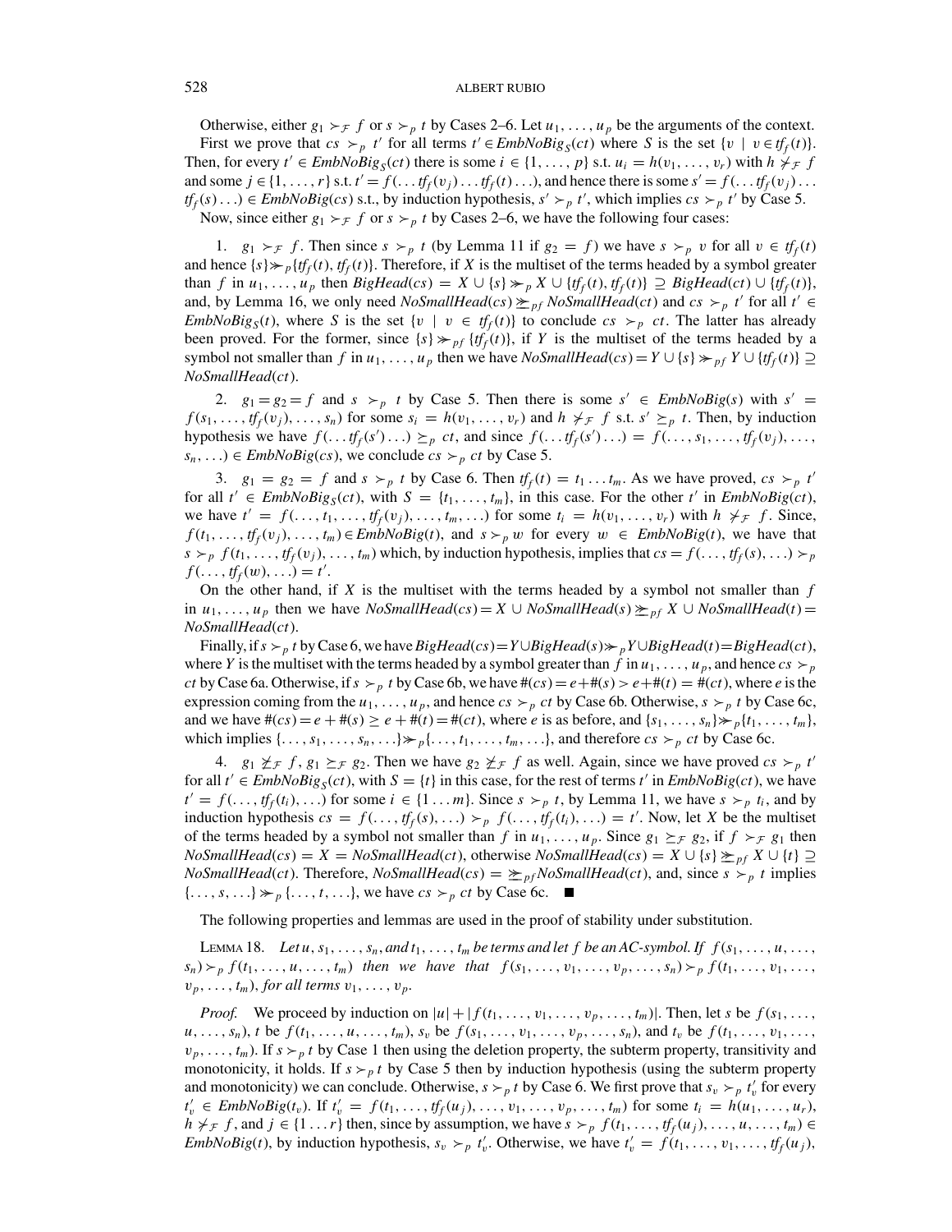Otherwise, either $g_1 \succ_{\mathcal{F}} f$ or $s \succ_p t$ by Cases 2–6. Let $u_1, \ldots, u_p$ be the arguments of the context.

First we prove that $cs \succ_p t'$ for all terms $t' \in \mathit{EmbNoBig}_S(ct)$ where $S$ is the set $\{v \mid v \in \mathit{tf}_f(t)\}$. Then, for every $t' \in \mathit{EmbNoBig}_S(ct)$ there is some $i \in \{1, \ldots, p\}$ s.t. $u_i = h(v_1, \ldots, v_r)$ with $h \not\succ_{\mathcal{F}} f$ and some $j \in \{1, \ldots, r\}$ s.t. $t' = f(\ldots \mathit{tf}_f(v_j) \ldots \mathit{tf}_f(t) \ldots)$, and hence there is some $s' = f(\ldots \mathit{tf}_f(v_j) \ldots \mathit{tf}_f(s) \ldots) \in \mathit{EmbNoBig}(cs)$ s.t., by induction hypothesis, $s' \succ_p t'$, which implies $cs \succ_p t'$ by Case 5.

Now, since either $g_1 \succ_{\mathcal{F}} f$ or $s \succ_p t$ by Cases 2–6, we have the following four cases:

1. $g_1 \succ_{\mathcal{F}} f$. Then since $s \succ_p t$ (by Lemma 11 if $g_2 = f$) we have $s \succ_p v$ for all $v \in \mathit{tf}_f(t)$ and hence $\{s\} \gg_p \{\mathit{tf}_f(t), \mathit{tf}_f(t)\}$. Therefore, if $X$ is the multiset of the terms headed by a symbol greater than $f$ in $u_1, \ldots, u_p$ then $\mathit{BigHead}(cs) = X \cup \{s\} \gg_p X \cup \{\mathit{tf}_f(t), \mathit{tf}_f(t)\} \supseteq \mathit{BigHead}(ct) \cup \{\mathit{tf}_f(t)\}$, and, by Lemma 16, we only need $\mathit{NoSmallHead}(cs) \succeq_{pf} \mathit{NoSmallHead}(ct)$ and $cs \succ_p t'$ for all $t' \in \mathit{EmbNoBig}_S(t)$, where $S$ is the set $\{v \mid v \in \mathit{tf}_f(t)\}$ to conclude $cs \succ_p ct$. The latter has already been proved. For the former, since $\{s\} \gg_{pf} \{\mathit{tf}_f(t)\}$, if $Y$ is the multiset of the terms headed by a symbol not smaller than $f$ in $u_1, \ldots, u_p$ then we have $\mathit{NoSmallHead}(cs) = Y \cup \{s\} \gg_{pf} Y \cup \{\mathit{tf}_f(t)\} \supseteq \mathit{NoSmallHead}(ct)$.

2. $g_1 = g_2 = f$ and $s \succ_p t$ by Case 5. Then there is some $s' \in \mathit{EmbNoBig}(s)$ with $s' = f(s_1, \ldots, \mathit{tf}_f(v_j), \ldots, s_n)$ for some $s_i = h(v_1, \ldots, v_r)$ and $h \not\succ_{\mathcal{F}} f$ s.t. $s' \succeq_p t$. Then, by induction hypothesis we have $f(\ldots \mathit{tf}_f(s') \ldots) \succeq_p ct$, and since $f(\ldots \mathit{tf}_f(s') \ldots) = f(\ldots, s_1, \ldots, \mathit{tf}_f(v_j), \ldots, s_n, \ldots) \in \mathit{EmbNoBig}(cs)$, we conclude $cs \succ_p ct$ by Case 5.

3. $g_1 = g_2 = f$ and $s \succ_p t$ by Case 6. Then $\mathit{tf}_f(t) = t_1 \ldots t_m$. As we have proved, $cs \succ_p t'$ for all $t' \in \mathit{EmbNoBig}_S(ct)$, with $S = \{t_1, \ldots, t_m\}$, in this case. For the other $t'$ in $\mathit{EmbNoBig}(ct)$, we have $t' = f(\ldots, t_1, \ldots, \mathit{tf}_f(v_j), \ldots, t_m, \ldots)$ for some $t_i = h(v_1, \ldots, v_r)$ with $h \not\succ_{\mathcal{F}} f$. Since, $f(t_1, \ldots, \mathit{tf}_f(v_j), \ldots, t_m) \in \mathit{EmbNoBig}(t)$, and $s \succ_p w$ for every $w \in \mathit{EmbNoBig}(t)$, we have that $s \succ_p f(t_1, \ldots, \mathit{tf}_f(v_j), \ldots, t_m)$ which, by induction hypothesis, implies that $cs = f(\ldots, \mathit{tf}_f(s), \ldots) \succ_p f(\ldots, \mathit{tf}_f(w), \ldots) = t'$.

On the other hand, if $X$ is the multiset with the terms headed by a symbol not smaller than $f$ in $u_1, \ldots, u_p$ then we have $\mathit{NoSmallHead}(cs) = X \cup \mathit{NoSmallHead}(s) \succeq_{pf} X \cup \mathit{NoSmallHead}(t) = \mathit{NoSmallHead}(ct)$.

Finally, if $s \succ_p t$ by Case 6, we have $\mathit{BigHead}(cs) = Y \cup \mathit{BigHead}(s) \gg_p Y \cup \mathit{BigHead}(t) = \mathit{BigHead}(ct)$, where $Y$ is the multiset with the terms headed by a symbol greater than $f$ in $u_1, \ldots, u_p$, and hence $cs \succ_p ct$ by Case 6a. Otherwise, if $s \succ_p t$ by Case 6b, we have $\#(cs) = e + \#(s) > e + \#(t) = \#(ct)$, where $e$ is the expression coming from the $u_1, \ldots, u_p$, and hence $cs \succ_p ct$ by Case 6b. Otherwise, $s \succ_p t$ by Case 6c, and we have $\#(cs) = e + \#(s) \geq e + \#(t) = \#(ct)$, where $e$ is as before, and $\{s_1, \ldots, s_n\} \gg_p \{t_1, \ldots, t_m\}$, which implies $\{\ldots, s_1, \ldots, s_n, \ldots\} \gg_p \{\ldots, t_1, \ldots, t_m, \ldots\}$, and therefore $cs \succ_p ct$ by Case 6c.

4. $g_1 \not\succeq_{\mathcal{F}} f$, $g_1 \succeq_{\mathcal{F}} g_2$. Then we have $g_2 \not\succeq_{\mathcal{F}} f$ as well. Again, since we have proved $cs \succ_p t'$ for all $t' \in \mathit{EmbNoBig}_S(ct)$, with $S = \{t\}$ in this case, for the rest of terms $t'$ in $\mathit{EmbNoBig}(ct)$, we have $t' = f(\ldots, \mathit{tf}_f(t_i), \ldots)$ for some $i \in \{1 \ldots m\}$. Since $s \succ_p t$, by Lemma 11, we have $s \succ_p t_i$, and by induction hypothesis $cs = f(\ldots, \mathit{tf}_f(s), \ldots) \succ_p f(\ldots, \mathit{tf}_f(t_i), \ldots) = t'$. Now, let $X$ be the multiset of the terms headed by a symbol not smaller than $f$ in $u_1, \ldots, u_p$. Since $g_1 \succeq_{\mathcal{F}} g_2$, if $f \succ_{\mathcal{F}} g_1$ then $\mathit{NoSmallHead}(cs) = X = \mathit{NoSmallHead}(ct)$, otherwise $\mathit{NoSmallHead}(cs) = X \cup \{s\} \succeq_{pf} X \cup \{t\} \supseteq \mathit{NoSmallHead}(ct)$. Therefore, $\mathit{NoSmallHead}(cs) = \succeq_{pf} \mathit{NoSmallHead}(ct)$, and, since $s \succ_p t$ implies $\{\ldots, s, \ldots\} \gg_p \{\ldots, t, \ldots\}$, we have $cs \succ_p ct$ by Case 6c. ■

The following properties and lemmas are used in the proof of stability under substitution.

LEMMA 18. *Let $u, s_1, \ldots, s_n$, and $t_1, \ldots, t_m$ be terms and let $f$ be an AC-symbol. If $f(s_1, \ldots, u, \ldots, s_n) \succ_p f(t_1, \ldots, u, \ldots, t_m)$ then we have that $f(s_1, \ldots, v_1, \ldots, v_p, \ldots, s_n) \succ_p f(t_1, \ldots, v_1, \ldots, v_p, \ldots, t_m)$, for all terms $v_1, \ldots, v_p$.*

*Proof.* We proceed by induction on $|u| + |f(t_1, \ldots, v_1, \ldots, v_p, \ldots, t_m)|$. Then, let $s$ be $f(s_1, \ldots, u, \ldots, s_n)$, $t$ be $f(t_1, \ldots, u, \ldots, t_m)$, $s_v$ be $f(s_1, \ldots, v_1, \ldots, v_p, \ldots, s_n)$, and $t_v$ be $f(t_1, \ldots, v_1, \ldots, v_p, \ldots, t_m)$. If $s \succ_p t$ by Case 1 then using the deletion property, the subterm property, transitivity and monotonicity, it holds. If $s \succ_p t$ by Case 5 then by induction hypothesis (using the subterm property and monotonicity) we can conclude. Otherwise, $s \succ_p t$ by Case 6. We first prove that $s_v \succ_p t'_v$ for every $t'_v \in \mathit{EmbNoBig}(t_v)$. If $t'_v = f(t_1, \ldots, \mathit{tf}_f(u_j), \ldots, v_1, \ldots, v_p, \ldots, t_m)$ for some $t_i = h(u_1, \ldots, u_r)$, $h \not\succ_{\mathcal{F}} f$, and $j \in \{1 \ldots r\}$ then, since by assumption, we have $s \succ_p f(t_1, \ldots, \mathit{tf}_f(u_j), \ldots, u, \ldots, t_m) \in \mathit{EmbNoBig}(t)$, by induction hypothesis, $s_v \succ_p t'_v$. Otherwise, we have $t'_v = f(t_1, \ldots, v_1, \ldots, \mathit{tf}_f(u_j),$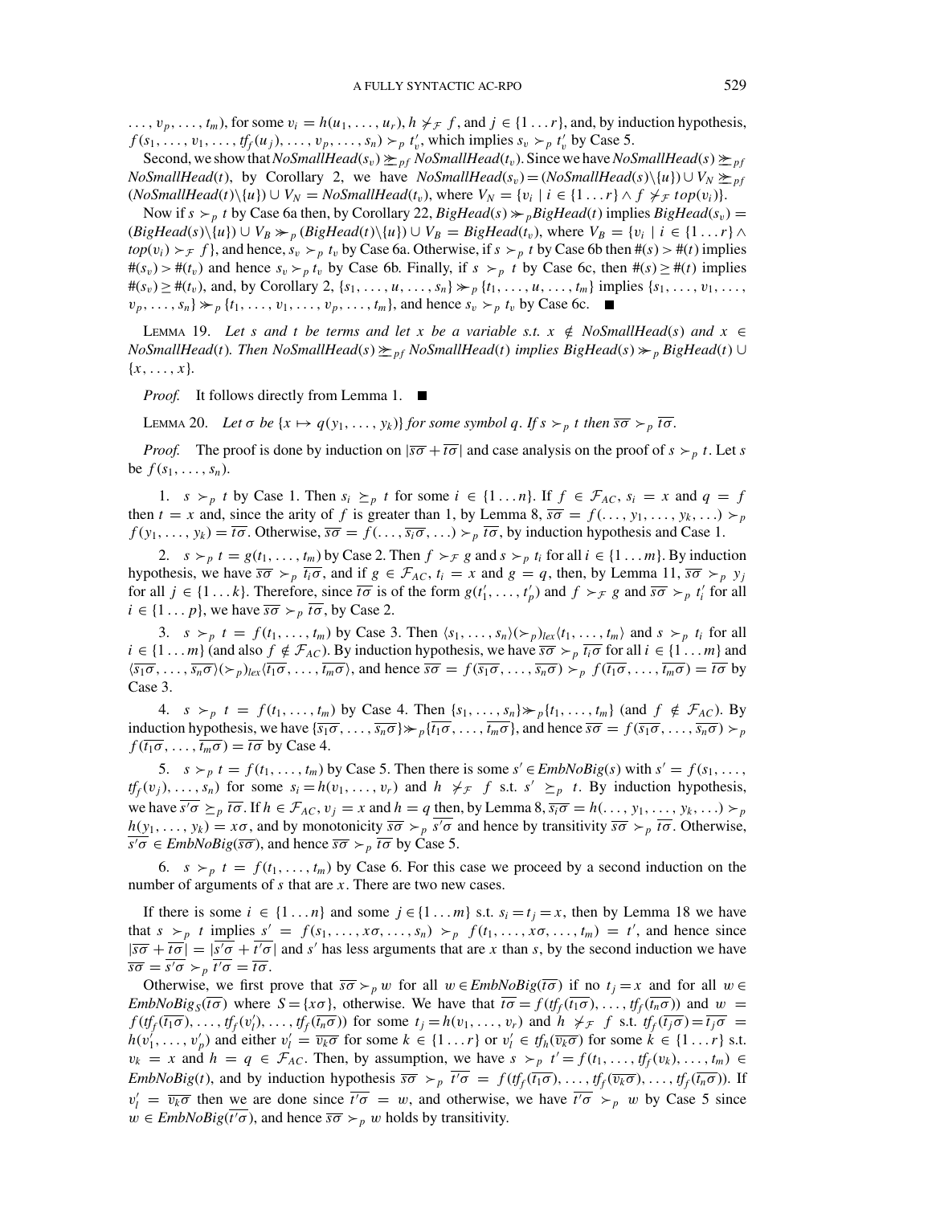$\ldots, v_p, \ldots, t_m)$, for some $v_i = h(u_1, \ldots, u_r)$, $h \not\succ_{\mathcal{F}} f$, and $j \in \{1 \ldots r\}$, and, by induction hypothesis, $f(s_1, \ldots, v_1, \ldots, tf_f(u_j), \ldots, v_p, \ldots, s_n) \succ_p t'_v$, which implies $s_v \succ_p t'_v$ by Case 5.

Second, we show that $NoSmallHead(s_v) \succeq_{pf} NoSmallHead(t_v)$. Since we have $NoSmallHead(s) \succeq_{pf} NoSmallHead(t)$, by Corollary 2, we have $NoSmallHead(s_v) = (NoSmallHead(s)\backslash\{u\}) \cup V_N \succeq_{pf} (NoSmallHead(t)\backslash\{u\}) \cup V_N = NoSmallHead(t_v)$, where $V_N = \{v_i \mid i \in \{1 \ldots r\} \wedge f \not\succ_{\mathcal{F}} top(v_i)\}$.

Now if $s \succ_p t$ by Case 6a then, by Corollary 22, $BigHead(s) \gg_p BigHead(t)$ implies $BigHead(s_v) = (BigHead(s)\backslash\{u\}) \cup V_B \gg_p (BigHead(t)\backslash\{u\}) \cup V_B = BigHead(t_v)$, where $V_B = \{v_i \mid i \in \{1 \ldots r\} \wedge top(v_i) \succ_{\mathcal{F}} f\}$, and hence, $s_v \succ_p t_v$ by Case 6a. Otherwise, if $s \succ_p t$ by Case 6b then $\#(s) > \#(t)$ implies $\#(s_v) > \#(t_v)$ and hence $s_v \succ_p t_v$ by Case 6b. Finally, if $s \succ_p t$ by Case 6c, then $\#(s) \geq \#(t)$ implies $\#(s_v) \geq \#(t_v)$, and, by Corollary 2, $\{s_1, \ldots, u, \ldots, s_n\} \gg_p \{t_1, \ldots, u, \ldots, t_m\}$ implies $\{s_1, \ldots, v_1, \ldots, v_p, \ldots, s_n\} \gg_p \{t_1, \ldots, v_1, \ldots, v_p, \ldots, t_m\}$, and hence $s_v \succ_p t_v$ by Case 6c. ■

LEMMA 19. *Let $s$ and $t$ be terms and let $x$ be a variable s.t. $x \notin NoSmallHead(s)$ and $x \in NoSmallHead(t)$. Then $NoSmallHead(s) \succeq_{pf} NoSmallHead(t)$ implies $BigHead(s) \gg_p BigHead(t) \cup \{x, \ldots, x\}$.*

*Proof.* It follows directly from Lemma 1. ■

LEMMA 20. *Let $\sigma$ be $\{x \mapsto q(y_1, \ldots, y_k)\}$ for some symbol $q$. If $s \succ_p t$ then $\overline{s\sigma} \succ_p \overline{t\sigma}$.*

*Proof.* The proof is done by induction on $|\overline{s\sigma} + \overline{t\sigma}|$ and case analysis on the proof of $s \succ_p t$. Let $s$ be $f(s_1, \ldots, s_n)$.

1. $s \succ_p t$ by Case 1. Then $s_i \succeq_p t$ for some $i \in \{1 \ldots n\}$. If $f \in \mathcal{F}_{AC}$, $s_i = x$ and $q = f$ then $t = x$ and, since the arity of $f$ is greater than 1, by Lemma 8, $\overline{s\sigma} = f(\ldots, y_1, \ldots, y_k, \ldots) \succ_p f(y_1, \ldots, y_k) = \overline{t\sigma}$. Otherwise, $\overline{s\sigma} = f(\ldots, \overline{s_i\sigma}, \ldots) \succ_p \overline{t\sigma}$, by induction hypothesis and Case 1.

2. $s \succ_p t = g(t_1, \ldots, t_m)$ by Case 2. Then $f \succ_{\mathcal{F}} g$ and $s \succ_p t_i$ for all $i \in \{1 \ldots m\}$. By induction hypothesis, we have $\overline{s\sigma} \succ_p \overline{t_i\sigma}$, and if $g \in \mathcal{F}_{AC}$, $t_i = x$ and $g = q$, then, by Lemma 11, $\overline{s\sigma} \succ_p y_j$ for all $j \in \{1 \ldots k\}$. Therefore, since $\overline{t\sigma}$ is of the form $g(t'_1, \ldots, t'_p)$ and $f \succ_{\mathcal{F}} g$ and $\overline{s\sigma} \succ_p t'_i$ for all $i \in \{1 \ldots p\}$, we have $\overline{s\sigma} \succ_p \overline{t\sigma}$, by Case 2.

3. $s \succ_p t = f(t_1, \ldots, t_m)$ by Case 3. Then $\langle s_1, \ldots, s_n\rangle(\succ_p)_{lex}\langle t_1, \ldots, t_m\rangle$ and $s \succ_p t_i$ for all $i \in \{1 \ldots m\}$ (and also $f \notin \mathcal{F}_{AC}$). By induction hypothesis, we have $\overline{s\sigma} \succ_p \overline{t_i\sigma}$ for all $i \in \{1 \ldots m\}$ and $\langle \overline{s_1\sigma}, \ldots, \overline{s_n\sigma}\rangle(\succ_p)_{lex}\langle \overline{t_1\sigma}, \ldots, \overline{t_m\sigma}\rangle$, and hence $\overline{s\sigma} = f(\overline{s_1\sigma}, \ldots, \overline{s_n\sigma}) \succ_p f(\overline{t_1\sigma}, \ldots, \overline{t_m\sigma}) = \overline{t\sigma}$ by Case 3.

4. $s \succ_p t = f(t_1, \ldots, t_m)$ by Case 4. Then $\{s_1, \ldots, s_n\} \gg_p \{t_1, \ldots, t_m\}$ (and $f \notin \mathcal{F}_{AC}$). By induction hypothesis, we have $\{\overline{s_1\sigma}, \ldots, \overline{s_n\sigma}\} \gg_p \{\overline{t_1\sigma}, \ldots, \overline{t_m\sigma}\}$, and hence $\overline{s\sigma} = f(\overline{s_1\sigma}, \ldots, \overline{s_n\sigma}) \succ_p f(\overline{t_1\sigma}, \ldots, \overline{t_m\sigma}) = \overline{t\sigma}$ by Case 4.

5. $s \succ_p t = f(t_1, \ldots, t_m)$ by Case 5. Then there is some $s' \in EmbNoBig(s)$ with $s' = f(s_1, \ldots, tf_f(v_j), \ldots, s_n)$ for some $s_i = h(v_1, \ldots, v_r)$ and $h \not\succ_{\mathcal{F}} f$ s.t. $s' \succeq_p t$. By induction hypothesis, we have $\overline{s'\sigma} \succeq_p \overline{t\sigma}$. If $h \in \mathcal{F}_{AC}$, $v_j = x$ and $h = q$ then, by Lemma 8, $\overline{s_i\sigma} = h(\ldots, y_1, \ldots, y_k, \ldots) \succ_p h(y_1, \ldots, y_k) = x\sigma$, and by monotonicity $\overline{s\sigma} \succ_p \overline{s'\sigma}$ and hence by transitivity $\overline{s\sigma} \succ_p \overline{t\sigma}$. Otherwise, $\overline{s'\sigma} \in EmbNoBig(\overline{s\sigma})$, and hence $\overline{s\sigma} \succ_p \overline{t\sigma}$ by Case 5.

6. $s \succ_p t = f(t_1, \ldots, t_m)$ by Case 6. For this case we proceed by a second induction on the number of arguments of $s$ that are $x$. There are two new cases.

If there is some $i \in \{1 \ldots n\}$ and some $j \in \{1 \ldots m\}$ s.t. $s_i = t_j = x$, then by Lemma 18 we have that $s \succ_p t$ implies $s' = f(s_1, \ldots, x\sigma, \ldots, s_n) \succ_p f(t_1, \ldots, x\sigma, \ldots, t_m) = t'$, and hence since $|\overline{s\sigma} + \overline{t\sigma}| = |\overline{s'\sigma} + \overline{t'\sigma}|$ and $s'$ has less arguments that are $x$ than $s$, by the second induction we have $\overline{s\sigma} = \overline{s'\sigma} \succ_p \overline{t'\sigma} = \overline{t\sigma}$.

Otherwise, we first prove that $\overline{s\sigma} \succ_p w$ for all $w \in EmbNoBig(\overline{t\sigma})$ if no $t_j = x$ and for all $w \in EmbNoBig_S(\overline{t\sigma})$ where $S = \{x\sigma\}$, otherwise. We have that $\overline{t\sigma} = f(tf_f(\overline{t_1\sigma}), \ldots, tf_f(\overline{t_n\sigma}))$ and $w = f(tf_f(\overline{t_1\sigma}), \ldots, tf_f(v'_l), \ldots, tf_f(\overline{t_n\sigma}))$ for some $t_j = h(v_1, \ldots, v_r)$ and $h \not\succ_{\mathcal{F}} f$ s.t. $tf_f(\overline{t_j\sigma}) = \overline{t_j\sigma} = h(v'_1, \ldots, v'_p)$ and either $v'_l = \overline{v_k\sigma}$ for some $k \in \{1 \ldots r\}$ or $v'_l \in tf_h(\overline{v_k\sigma})$ for some $k \in \{1 \ldots r\}$ s.t. $v_k = x$ and $h = q \in \mathcal{F}_{AC}$. Then, by assumption, we have $s \succ_p t' = f(t_1, \ldots, tf_f(v_k), \ldots, t_m) \in EmbNoBig(t)$, and by induction hypothesis $\overline{s\sigma} \succ_p \overline{t'\sigma} = f(tf_f(\overline{t_1\sigma}), \ldots, tf_f(\overline{v_k\sigma}), \ldots, tf_f(\overline{t_n\sigma}))$. If $v'_l = \overline{v_k\sigma}$ then we are done since $\overline{t'\sigma} = w$, and otherwise, we have $\overline{t'\sigma} \succ_p w$ by Case 5 since $w \in EmbNoBig(\overline{t'\sigma})$, and hence $\overline{s\sigma} \succ_p w$ holds by transitivity.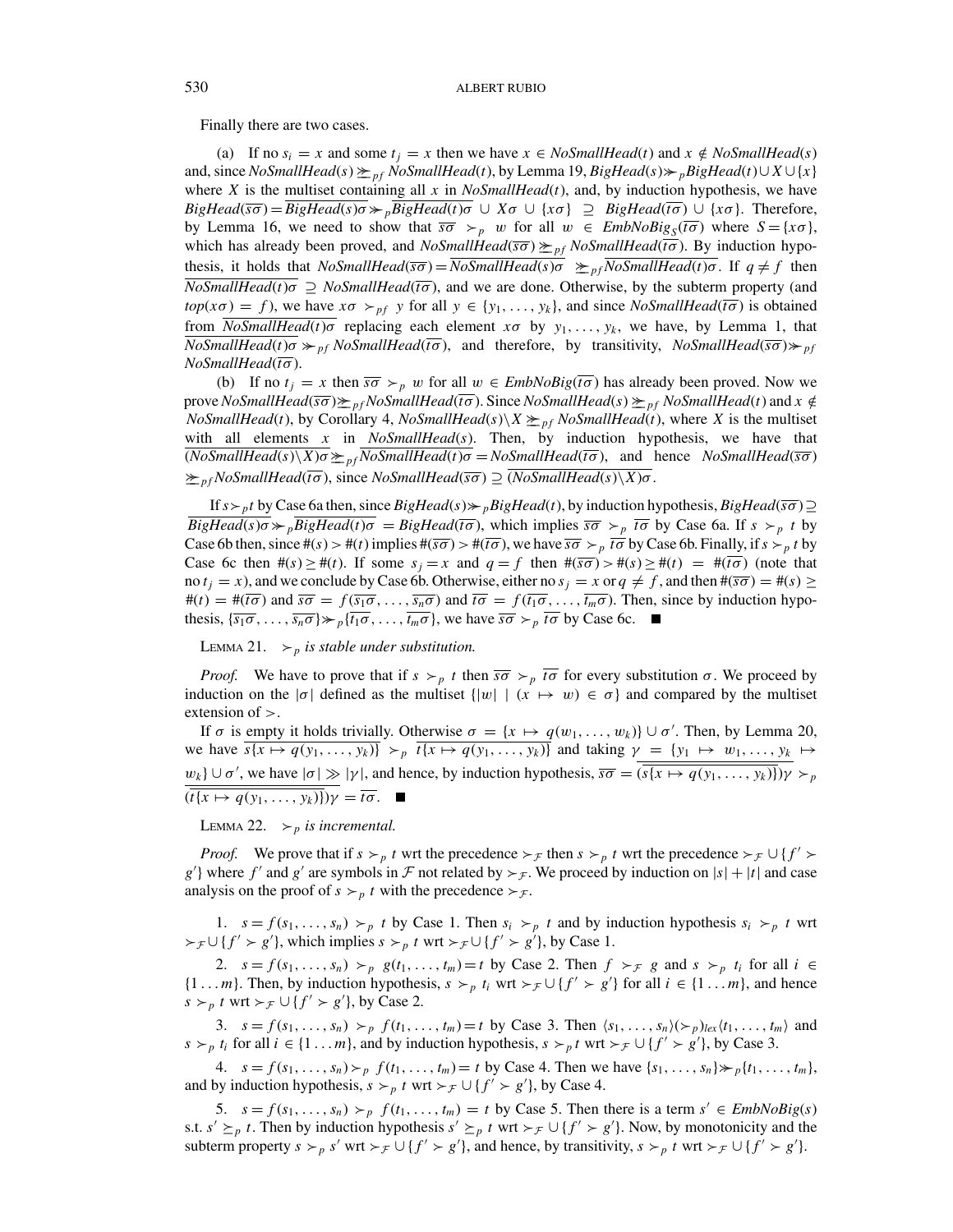Finally there are two cases.

(a) If no $s_i = x$ and some $t_j = x$ then we have $x \in \mathit{NoSmallHead}(t)$ and $x \notin \mathit{NoSmallHead}(s)$ and, since $\mathit{NoSmallHead}(s) \succeq_{pf} \mathit{NoSmallHead}(t)$, by Lemma 19, $\mathit{BigHead}(s) \gg_p \mathit{BigHead}(t) \cup X \cup \{x\}$ where $X$ is the multiset containing all $x$ in $\mathit{NoSmallHead}(t)$, and, by induction hypothesis, we have $\mathit{BigHead}(\overline{s\sigma}) = \overline{\mathit{BigHead}(s)\sigma} \gg_p \overline{\mathit{BigHead}(t)\sigma} \cup X\sigma \cup \{x\sigma\} \supseteq \mathit{BigHead}(\overline{t\sigma}) \cup \{x\sigma\}$. Therefore, by Lemma 16, we need to show that $\overline{s\sigma} \succ_p w$ for all $w \in \mathit{EmbNoBig}_S(\overline{t\sigma})$ where $S = \{x\sigma\}$, which has already been proved, and $\mathit{NoSmallHead}(\overline{s\sigma}) \succeq_{pf} \mathit{NoSmallHead}(\overline{t\sigma})$. By induction hypothesis, it holds that $\mathit{NoSmallHead}(\overline{s\sigma}) = \overline{\mathit{NoSmallHead}(s)\sigma} \succeq_{pf} \overline{\mathit{NoSmallHead}(t)\sigma}$. If $q \neq f$ then $\overline{\mathit{NoSmallHead}(t)\sigma} \supseteq \mathit{NoSmallHead}(\overline{t\sigma})$, and we are done. Otherwise, by the subterm property (and $top(x\sigma) = f$), we have $x\sigma \succ_{pf} y$ for all $y \in \{y_1, \ldots, y_k\}$, and since $\mathit{NoSmallHead}(\overline{t\sigma})$ is obtained from $\overline{\mathit{NoSmallHead}(t)\sigma}$ replacing each element $x\sigma$ by $y_1, \ldots, y_k$, we have, by Lemma 1, that $\overline{\mathit{NoSmallHead}(t)\sigma} \gg_{pf} \mathit{NoSmallHead}(\overline{t\sigma})$, and therefore, by transitivity, $\mathit{NoSmallHead}(\overline{s\sigma}) \gg_{pf} \mathit{NoSmallHead}(\overline{t\sigma})$.

(b) If no $t_j = x$ then $\overline{s\sigma} \succ_p w$ for all $w \in \mathit{EmbNoBig}(\overline{t\sigma})$ has already been proved. Now we prove $\mathit{NoSmallHead}(\overline{s\sigma}) \succeq_{pf} \mathit{NoSmallHead}(\overline{t\sigma})$. Since $\mathit{NoSmallHead}(s) \succeq_{pf} \mathit{NoSmallHead}(t)$ and $x \notin \mathit{NoSmallHead}(t)$, by Corollary 4, $\mathit{NoSmallHead}(s) \backslash X \succeq_{pf} \mathit{NoSmallHead}(t)$, where $X$ is the multiset with all elements $x$ in $\mathit{NoSmallHead}(s)$. Then, by induction hypothesis, we have that $\overline{(\mathit{NoSmallHead}(s) \backslash X)\sigma} \succeq_{pf} \overline{\mathit{NoSmallHead}(t)\sigma} = \mathit{NoSmallHead}(\overline{t\sigma})$, and hence $\mathit{NoSmallHead}(\overline{s\sigma}) \succeq_{pf} \mathit{NoSmallHead}(\overline{t\sigma})$, since $\mathit{NoSmallHead}(\overline{s\sigma}) \supseteq \overline{(\mathit{NoSmallHead}(s) \backslash X)\sigma}$.

If $s \succ_p t$ by Case 6a then, since $\mathit{BigHead}(s) \gg_p \mathit{BigHead}(t)$, by induction hypothesis, $\mathit{BigHead}(\overline{s\sigma}) \supseteq \overline{\mathit{BigHead}(s)\sigma} \gg_p \overline{\mathit{BigHead}(t)\sigma} = \mathit{BigHead}(\overline{t\sigma})$, which implies $\overline{s\sigma} \succ_p \overline{t\sigma}$ by Case 6a. If $s \succ_p t$ by Case 6b then, since $\#(s) > \#(t)$ implies $\#(\overline{s\sigma}) > \#(\overline{t\sigma})$, we have $\overline{s\sigma} \succ_p \overline{t\sigma}$ by Case 6b. Finally, if $s \succ_p t$ by Case 6c then $\#(s) \geq \#(t)$. If some $s_j = x$ and $q = f$ then $\#(\overline{s\sigma}) > \#(s) \geq \#(t) = \#(\overline{t\sigma})$ (note that no $t_j = x$), and we conclude by Case 6b. Otherwise, either no $s_j = x$ or $q \neq f$, and then $\#(\overline{s\sigma}) = \#(s) \geq \#(t) = \#(\overline{t\sigma})$ and $\overline{s\sigma} = f(\overline{s_1\sigma}, \ldots, \overline{s_n\sigma})$ and $\overline{t\sigma} = f(\overline{t_1\sigma}, \ldots, \overline{t_m\sigma})$. Then, since by induction hypothesis, $\{\overline{s_1\sigma}, \ldots, \overline{s_n\sigma}\} \gg_p \{\overline{t_1\sigma}, \ldots, \overline{t_m\sigma}\}$, we have $\overline{s\sigma} \succ_p \overline{t\sigma}$ by Case 6c. ■

LEMMA 21. *$\succ_p$ is stable under substitution.*

*Proof.* We have to prove that if $s \succ_p t$ then $\overline{s\sigma} \succ_p \overline{t\sigma}$ for every substitution $\sigma$. We proceed by induction on the $|\sigma|$ defined as the multiset $\{|w| \mid (x \mapsto w) \in \sigma\}$ and compared by the multiset extension of $>$.

If $\sigma$ is empty it holds trivially. Otherwise $\sigma = \{x \mapsto q(w_1, \ldots, w_k)\} \cup \sigma'$. Then, by Lemma 20, we have $\overline{s\{x \mapsto q(y_1, \ldots, y_k)\}} \succ_p \overline{t\{x \mapsto q(y_1, \ldots, y_k)\}}$ and taking $\gamma = \{y_1 \mapsto w_1, \ldots, y_k \mapsto w_k\} \cup \sigma'$, we have $|\sigma| \gg |\gamma|$, and hence, by induction hypothesis, $\overline{s\sigma} = \overline{(\overline{s\{x \mapsto q(y_1, \ldots, y_k)\}})\gamma} \succ_p \overline{(\overline{t\{x \mapsto q(y_1, \ldots, y_k)\}})\gamma} = \overline{t\sigma}$. ■

LEMMA 22. *$\succ_p$ is incremental.*

*Proof.* We prove that if $s \succ_p t$ wrt the precedence $\succ_{\mathcal{F}}$ then $s \succ_p t$ wrt the precedence $\succ_{\mathcal{F}} \cup \{f' \succ g'\}$ where $f'$ and $g'$ are symbols in $\mathcal{F}$ not related by $\succ_{\mathcal{F}}$. We proceed by induction on $|s| + |t|$ and case analysis on the proof of $s \succ_p t$ with the precedence $\succ_{\mathcal{F}}$.

1. $s = f(s_1, \ldots, s_n) \succ_p t$ by Case 1. Then $s_i \succ_p t$ and by induction hypothesis $s_i \succ_p t$ wrt $\succ_{\mathcal{F}} \cup \{f' \succ g'\}$, which implies $s \succ_p t$ wrt $\succ_{\mathcal{F}} \cup \{f' \succ g'\}$, by Case 1.

2. $s = f(s_1, \ldots, s_n) \succ_p g(t_1, \ldots, t_m) = t$ by Case 2. Then $f \succ_{\mathcal{F}} g$ and $s \succ_p t_i$ for all $i \in \{1 \ldots m\}$. Then, by induction hypothesis, $s \succ_p t_i$ wrt $\succ_{\mathcal{F}} \cup \{f' \succ g'\}$ for all $i \in \{1 \ldots m\}$, and hence $s \succ_p t$ wrt $\succ_{\mathcal{F}} \cup \{f' \succ g'\}$, by Case 2.

3. $s = f(s_1, \ldots, s_n) \succ_p f(t_1, \ldots, t_m) = t$ by Case 3. Then $\langle s_1, \ldots, s_n \rangle (\succ_p)_{lex} \langle t_1, \ldots, t_m \rangle$ and $s \succ_p t_i$ for all $i \in \{1 \ldots m\}$, and by induction hypothesis, $s \succ_p t$ wrt $\succ_{\mathcal{F}} \cup \{f' \succ g'\}$, by Case 3.

4. $s = f(s_1, \ldots, s_n) \succ_p f(t_1, \ldots, t_m) = t$ by Case 4. Then we have $\{s_1, \ldots, s_n\} \gg_p \{t_1, \ldots, t_m\}$, and by induction hypothesis, $s \succ_p t$ wrt $\succ_{\mathcal{F}} \cup \{f' \succ g'\}$, by Case 4.

5. $s = f(s_1, \ldots, s_n) \succ_p f(t_1, \ldots, t_m) = t$ by Case 5. Then there is a term $s' \in \mathit{EmbNoBig}(s)$ s.t. $s' \succeq_p t$. Then by induction hypothesis $s' \succeq_p t$ wrt $\succ_{\mathcal{F}} \cup \{f' \succ g'\}$. Now, by monotonicity and the subterm property $s \succ_p s'$ wrt $\succ_{\mathcal{F}} \cup \{f' \succ g'\}$, and hence, by transitivity, $s \succ_p t$ wrt $\succ_{\mathcal{F}} \cup \{f' \succ g'\}$.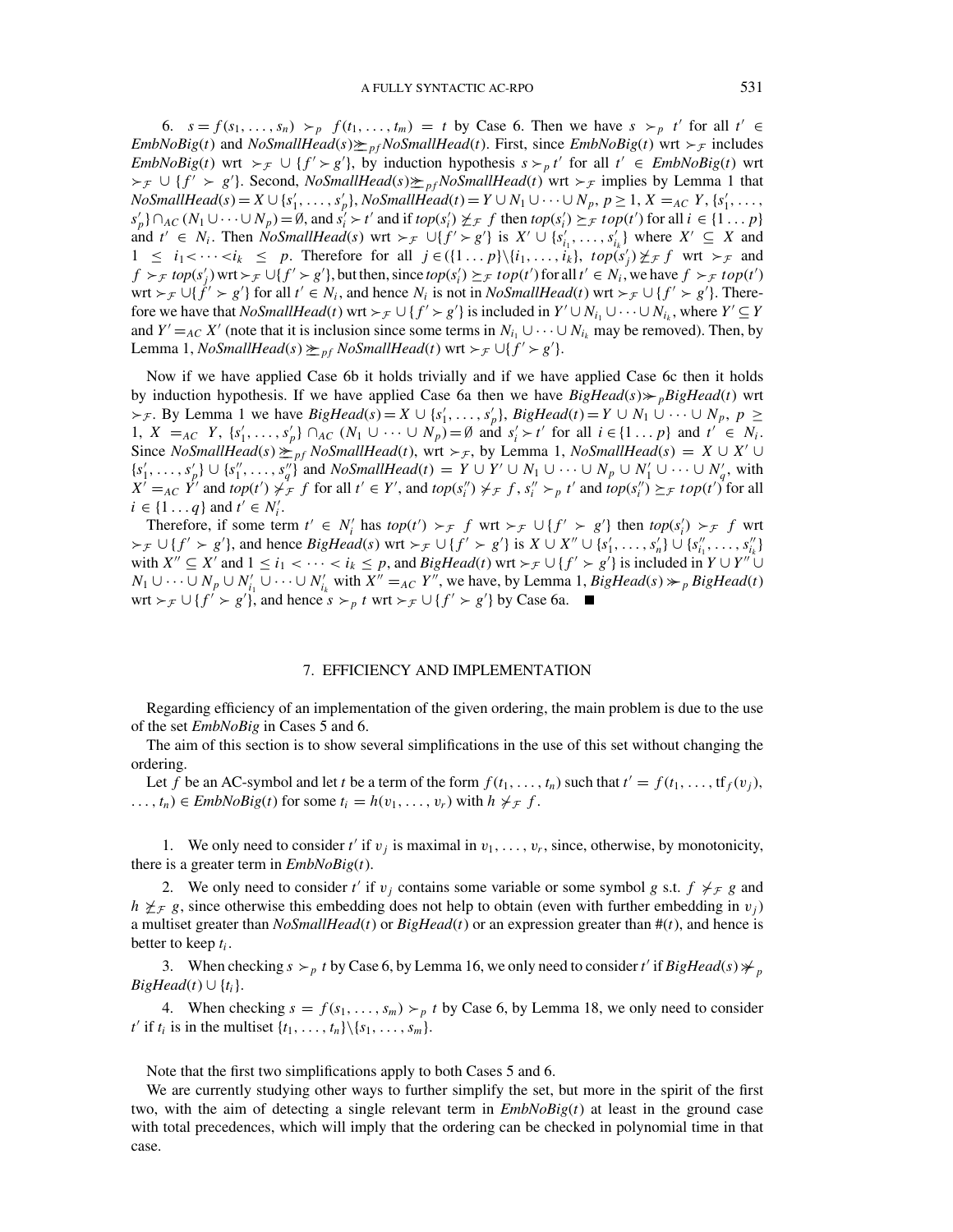6. $s = f(s_1, \ldots, s_n) \succ_p f(t_1, \ldots, t_m) = t$ by Case 6. Then we have $s \succ_p t'$ for all $t' \in$ *EmbNoBig*$(t)$ and *NoSmallHead*$(s) \succeq_{pf}$ *NoSmallHead*$(t)$. First, since *EmbNoBig*$(t)$ wrt $\succ_{\mathcal{F}}$ includes *EmbNoBig*$(t)$ wrt $\succ_{\mathcal{F}} \cup \{f' \succ g'\}$, by induction hypothesis $s \succ_p t'$ for all $t' \in$ *EmbNoBig*$(t)$ wrt $\succ_{\mathcal{F}} \cup \{f' \succ g'\}$. Second, *NoSmallHead*$(s) \succeq_{pf}$ *NoSmallHead*$(t)$ wrt $\succ_{\mathcal{F}}$ implies by Lemma 1 that *NoSmallHead*$(s) = X \cup \{s'_1, \ldots, s'_p\}$, *NoSmallHead*$(t) = Y \cup N_1 \cup \cdots \cup N_p$, $p \geq 1$, $X =_{AC} Y$, $\{s'_1, \ldots, s'_p\} \cap_{AC} (N_1 \cup \cdots \cup N_p) = \emptyset$, and $s'_i \succ t'$ and if $top(s'_i) \not\succeq_{\mathcal{F}} f$ then $top(s'_i) \succeq_{\mathcal{F}} top(t')$ for all $i \in \{1 \ldots p\}$ and $t' \in N_i$. Then *NoSmallHead*$(s)$ wrt $\succ_{\mathcal{F}} \cup \{f' \succ g'\}$ is $X' \cup \{s'_{i_1}, \ldots, s'_{i_k}\}$ where $X' \subseteq X$ and $1 \leq i_1 < \cdots < i_k \leq p$. Therefore for all $j \in (\{1 \ldots p\} \backslash \{i_1, \ldots, i_k\}$, $top(s'_j) \not\succeq_{\mathcal{F}} f$ wrt $\succ_{\mathcal{F}}$ and $f \succ_{\mathcal{F}} top(s'_j)$ wrt $\succ_{\mathcal{F}} \cup \{f' \succ g'\}$, but then, since $top(s'_i) \succeq_{\mathcal{F}} top(t')$ for all $t' \in N_i$, we have $f \succ_{\mathcal{F}} top(t')$ wrt $\succ_{\mathcal{F}} \cup \{f' \succ g'\}$ for all $t' \in N_i$, and hence $N_i$ is not in *NoSmallHead*$(t)$ wrt $\succ_{\mathcal{F}} \cup \{f' \succ g'\}$. Therefore we have that *NoSmallHead*$(t)$ wrt $\succ_{\mathcal{F}} \cup \{f' \succ g'\}$ is included in $Y' \cup N_{i_1} \cup \cdots \cup N_{i_k}$, where $Y' \subseteq Y$ and $Y' =_{AC} X'$ (note that it is inclusion since some terms in $N_{i_1} \cup \cdots \cup N_{i_k}$ may be removed). Then, by Lemma 1, *NoSmallHead*$(s) \succeq_{pf}$ *NoSmallHead*$(t)$ wrt $\succ_{\mathcal{F}} \cup \{f' \succ g'\}$.

Now if we have applied Case 6b it holds trivially and if we have applied Case 6c then it holds by induction hypothesis. If we have applied Case 6a then we have *BigHead*$(s) \succ\!\!\succ_p$ *BigHead*$(t)$ wrt $\succ_{\mathcal{F}}$. By Lemma 1 we have *BigHead*$(s) = X \cup \{s'_1, \ldots, s'_p\}$, *BigHead*$(t) = Y \cup N_1 \cup \cdots \cup N_p$, $p \geq 1$, $X =_{AC} Y$, $\{s'_1, \ldots, s'_p\} \cap_{AC} (N_1 \cup \cdots \cup N_p) = \emptyset$ and $s'_i \succ t'$ for all $i \in \{1 \ldots p\}$ and $t' \in N_i$. Since *NoSmallHead*$(s) \succeq_{pf}$ *NoSmallHead*$(t)$, wrt $\succ_{\mathcal{F}}$, by Lemma 1, *NoSmallHead*$(s) = X \cup X' \cup \{s'_1, \ldots, s'_p\} \cup \{s''_1, \ldots, s''_q\}$ and *NoSmallHead*$(t) = Y \cup Y' \cup N_1 \cup \cdots \cup N_p \cup N'_1 \cup \cdots \cup N'_q$, with $X' =_{AC} Y'$ and $top(t') \not\succ_{\mathcal{F}} f$ for all $t' \in Y'$, and $top(s''_i) \not\succ_{\mathcal{F}} f$, $s''_i \succ_p t'$ and $top(s''_i) \succeq_{\mathcal{F}} top(t')$ for all $i \in \{1 \ldots q\}$ and $t' \in N'_i$.

Therefore, if some term $t' \in N'_i$ has $top(t') \succ_{\mathcal{F}} f$ wrt $\succ_{\mathcal{F}} \cup \{f' \succ g'\}$ then $top(s'_i) \succ_{\mathcal{F}} f$ wrt $\succ_{\mathcal{F}} \cup \{f' \succ g'\}$, and hence *BigHead*$(s)$ wrt $\succ_{\mathcal{F}} \cup \{f' \succ g'\}$ is $X \cup X'' \cup \{s'_1, \ldots, s'_n\} \cup \{s''_{i_1}, \ldots, s''_{i_k}\}$ with $X'' \subseteq X'$ and $1 \leq i_1 < \cdots < i_k \leq p$, and *BigHead*$(t)$ wrt $\succ_{\mathcal{F}} \cup \{f' \succ g'\}$ is included in $Y \cup Y'' \cup N_1 \cup \cdots \cup N_p \cup N'_{i_1} \cup \cdots \cup N'_{i_k}$ with $X'' =_{AC} Y''$, we have, by Lemma 1, *BigHead*$(s) \succ\!\!\succ_p$ *BigHead*$(t)$ wrt $\succ_{\mathcal{F}} \cup \{f' \succ g'\}$, and hence $s \succ_p t$ wrt $\succ_{\mathcal{F}} \cup \{f' \succ g'\}$ by Case 6a. ■

## 7. EFFICIENCY AND IMPLEMENTATION

Regarding efficiency of an implementation of the given ordering, the main problem is due to the use of the set *EmbNoBig* in Cases 5 and 6.

The aim of this section is to show several simplifications in the use of this set without changing the ordering.

Let $f$ be an AC-symbol and let $t$ be a term of the form $f(t_1, \ldots, t_n)$ such that $t' = f(t_1, \ldots, \mathrm{tf}_f(v_j), \ldots, t_n) \in$ *EmbNoBig*$(t)$ for some $t_i = h(v_1, \ldots, v_r)$ with $h \not\succ_{\mathcal{F}} f$.

1. We only need to consider $t'$ if $v_j$ is maximal in $v_1, \ldots, v_r$, since, otherwise, by monotonicity, there is a greater term in *EmbNoBig*$(t)$.

2. We only need to consider $t'$ if $v_j$ contains some variable or some symbol $g$ s.t. $f \not\succ_{\mathcal{F}} g$ and $h \not\succeq_{\mathcal{F}} g$, since otherwise this embedding does not help to obtain (even with further embedding in $v_j$) a multiset greater than *NoSmallHead*$(t)$ or *BigHead*$(t)$ or an expression greater than $\#(t)$, and hence is better to keep $t_i$.

3. When checking $s \succ_p t$ by Case 6, by Lemma 16, we only need to consider $t'$ if *BigHead*$(s) \not\succ\!\!\succ_p$ *BigHead*$(t) \cup \{t_i\}$.

4. When checking $s = f(s_1, \ldots, s_m) \succ_p t$ by Case 6, by Lemma 18, we only need to consider $t'$ if $t_i$ is in the multiset $\{t_1, \ldots, t_n\} \backslash \{s_1, \ldots, s_m\}$.

Note that the first two simplifications apply to both Cases 5 and 6.

We are currently studying other ways to further simplify the set, but more in the spirit of the first two, with the aim of detecting a single relevant term in *EmbNoBig*$(t)$ at least in the ground case with total precedences, which will imply that the ordering can be checked in polynomial time in that case.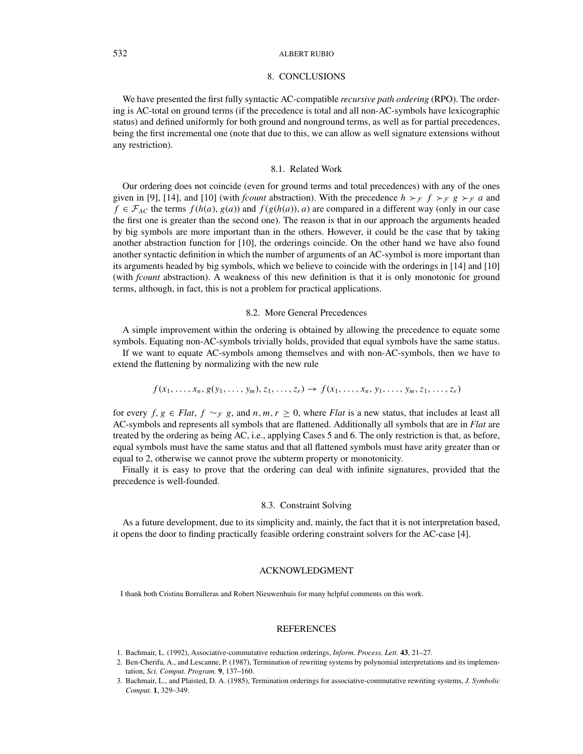## 8. CONCLUSIONS

We have presented the first fully syntactic AC-compatible *recursive path ordering* (RPO). The ordering is AC-total on ground terms (if the precedence is total and all non-AC-symbols have lexicographic status) and defined uniformly for both ground and nonground terms, as well as for partial precedences, being the first incremental one (note that due to this, we can allow as well signature extensions without any restriction).

### 8.1. Related Work

Our ordering does not coincide (even for ground terms and total precedences) with any of the ones given in [9], [14], and [10] (with *fcount* abstraction). With the precedence $h \succ_{\mathcal{F}} f \succ_{\mathcal{F}} g \succ_{\mathcal{F}} a$ and $f \in \mathcal{F}_{AC}$ the terms $f(h(a), g(a))$ and $f(g(h(a)), a)$ are compared in a different way (only in our case the first one is greater than the second one). The reason is that in our approach the arguments headed by big symbols are more important than in the others. However, it could be the case that by taking another abstraction function for [10], the orderings coincide. On the other hand we have also found another syntactic definition in which the number of arguments of an AC-symbol is more important than its arguments headed by big symbols, which we believe to coincide with the orderings in [14] and [10] (with *fcount* abstraction). A weakness of this new definition is that it is only monotonic for ground terms, although, in fact, this is not a problem for practical applications.

### 8.2. More General Precedences

A simple improvement within the ordering is obtained by allowing the precedence to equate some symbols. Equating non-AC-symbols trivially holds, provided that equal symbols have the same status.

If we want to equate AC-symbols among themselves and with non-AC-symbols, then we have to extend the flattening by normalizing with the new rule

$$f(x_1, \ldots, x_n, g(y_1, \ldots, y_m), z_1, \ldots, z_r) \rightarrow f(x_1, \ldots, x_n, y_1, \ldots, y_m, z_1, \ldots, z_r)$$

for every $f, g \in \mathit{Flat}$, $f \sim_{\mathcal{F}} g$, and $n, m, r \geq 0$, where *Flat* is a new status, that includes at least all AC-symbols and represents all symbols that are flattened. Additionally all symbols that are in *Flat* are treated by the ordering as being AC, i.e., applying Cases 5 and 6. The only restriction is that, as before, equal symbols must have the same status and that all flattened symbols must have arity greater than or equal to 2, otherwise we cannot prove the subterm property or monotonicity.

Finally it is easy to prove that the ordering can deal with infinite signatures, provided that the precedence is well-founded.

### 8.3. Constraint Solving

As a future development, due to its simplicity and, mainly, the fact that it is not interpretation based, it opens the door to finding practically feasible ordering constraint solvers for the AC-case [4].

## ACKNOWLEDGMENT

I thank both Cristina Borralleras and Robert Nieuwenhuis for many helpful comments on this work.

## REFERENCES

1. Bachmair, L. (1992), Associative-commutative reduction orderings, *Inform. Process. Lett.* **43**, 21–27.
2. Ben-Cherifa, A., and Lescanne, P. (1987), Termination of rewriting systems by polynomial interpretations and its implementation, *Sci. Comput. Program.* **9**, 137–160.
3. Bachmair, L., and Plaisted, D. A. (1985), Termination orderings for associative-commutative rewriting systems, *J. Symbolic Comput.* **1**, 329–349.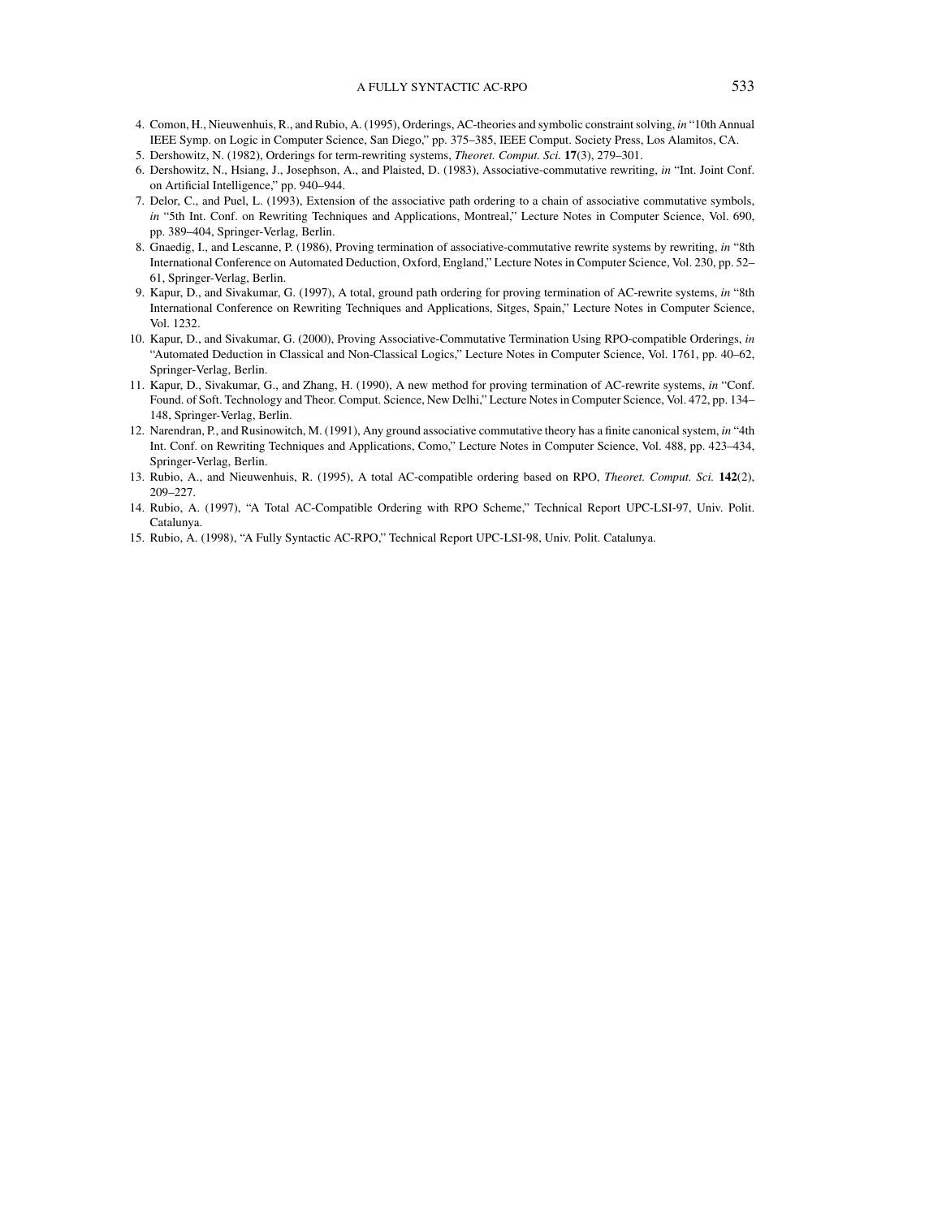4. Comon, H., Nieuwenhuis, R., and Rubio, A. (1995), Orderings, AC-theories and symbolic constraint solving, *in* "10th Annual IEEE Symp. on Logic in Computer Science, San Diego," pp. 375–385, IEEE Comput. Society Press, Los Alamitos, CA.
5. Dershowitz, N. (1982), Orderings for term-rewriting systems, *Theoret. Comput. Sci.* **17**(3), 279–301.
6. Dershowitz, N., Hsiang, J., Josephson, A., and Plaisted, D. (1983), Associative-commutative rewriting, *in* "Int. Joint Conf. on Artificial Intelligence," pp. 940–944.
7. Delor, C., and Puel, L. (1993), Extension of the associative path ordering to a chain of associative commutative symbols, *in* "5th Int. Conf. on Rewriting Techniques and Applications, Montreal," Lecture Notes in Computer Science, Vol. 690, pp. 389–404, Springer-Verlag, Berlin.
8. Gnaedig, I., and Lescanne, P. (1986), Proving termination of associative-commutative rewrite systems by rewriting, *in* "8th International Conference on Automated Deduction, Oxford, England," Lecture Notes in Computer Science, Vol. 230, pp. 52–61, Springer-Verlag, Berlin.
9. Kapur, D., and Sivakumar, G. (1997), A total, ground path ordering for proving termination of AC-rewrite systems, *in* "8th International Conference on Rewriting Techniques and Applications, Sitges, Spain," Lecture Notes in Computer Science, Vol. 1232.
10. Kapur, D., and Sivakumar, G. (2000), Proving Associative-Commutative Termination Using RPO-compatible Orderings, *in* "Automated Deduction in Classical and Non-Classical Logics," Lecture Notes in Computer Science, Vol. 1761, pp. 40–62, Springer-Verlag, Berlin.
11. Kapur, D., Sivakumar, G., and Zhang, H. (1990), A new method for proving termination of AC-rewrite systems, *in* "Conf. Found. of Soft. Technology and Theor. Comput. Science, New Delhi," Lecture Notes in Computer Science, Vol. 472, pp. 134–148, Springer-Verlag, Berlin.
12. Narendran, P., and Rusinowitch, M. (1991), Any ground associative commutative theory has a finite canonical system, *in* "4th Int. Conf. on Rewriting Techniques and Applications, Como," Lecture Notes in Computer Science, Vol. 488, pp. 423–434, Springer-Verlag, Berlin.
13. Rubio, A., and Nieuwenhuis, R. (1995), A total AC-compatible ordering based on RPO, *Theoret. Comput. Sci.* **142**(2), 209–227.
14. Rubio, A. (1997), "A Total AC-Compatible Ordering with RPO Scheme," Technical Report UPC-LSI-97, Univ. Polit. Catalunya.
15. Rubio, A. (1998), "A Fully Syntactic AC-RPO," Technical Report UPC-LSI-98, Univ. Polit. Catalunya.